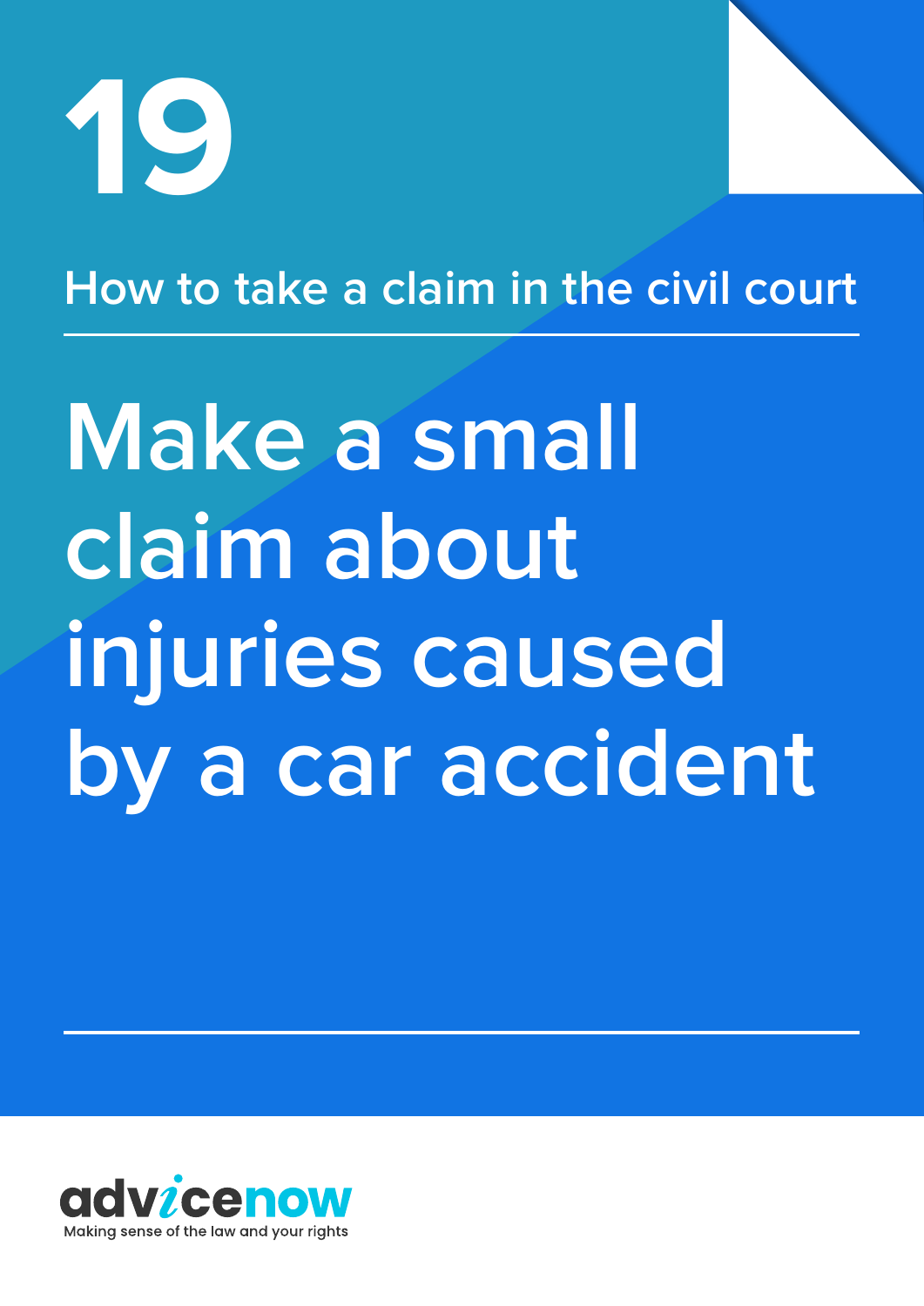19

How to take a claim in the civil court

# Make a small claim about injuries caused by a car accident

advicenow

Making sense of the law and your rights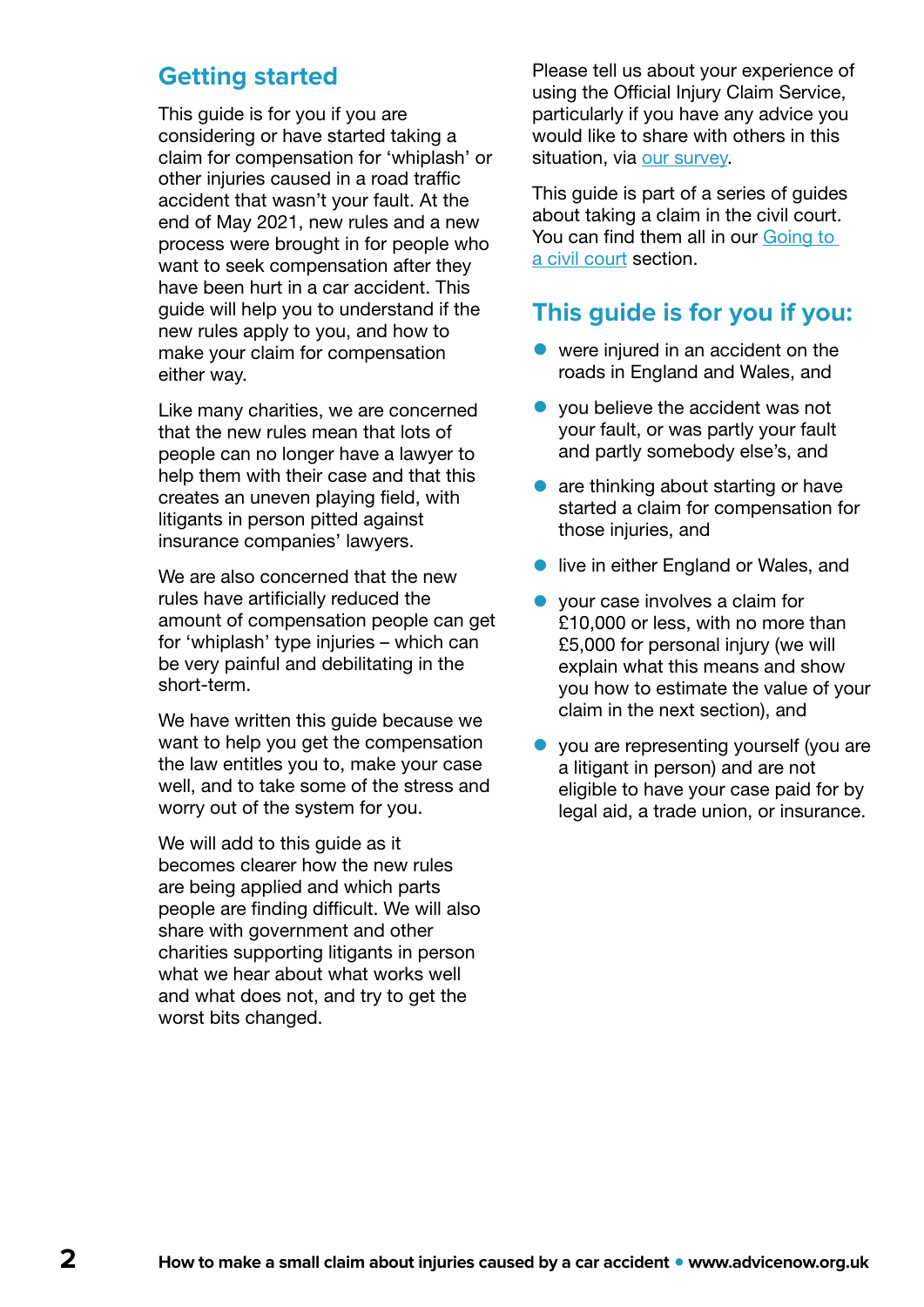## Getting started

This guide is for you if you are considering or have started taking a claim for compensation for 'whiplash' or other injuries caused in a road traffic accident that wasn't your fault. At the end of May 2021, new rules and a new process were brought in for people who want to seek compensation after they have been hurt in a car accident. This guide will help you to understand if the new rules apply to you, and how to make your claim for compensation either way.

Like many charities, we are concerned that the new rules mean that lots of people can no longer have a lawyer to help them with their case and that this creates an uneven playing field, with litigants in person pitted against insurance companies' lawyers.

We are also concerned that the new rules have artificially reduced the amount of compensation people can get for 'whiplash' type injuries – which can be very painful and debilitating in the short-term.

We have written this guide because we want to help you get the compensation the law entitles you to, make your case well, and to take some of the stress and worry out of the system for you.

We will add to this guide as it becomes clearer how the new rules are being applied and which parts people are finding difficult. We will also share with government and other charities supporting litigants in person what we hear about what works well and what does not, and try to get the worst bits changed.

Please tell us about your experience of using the Official Injury Claim Service, particularly if you have any advice you would like to share with others in this situation, via our survey.

This guide is part of a series of guides about taking a claim in the civil court. You can find them all in our Going to a civil court section.

## This guide is for you if you:

- were injured in an accident on the roads in England and Wales, and
- you believe the accident was not your fault, or was partly your fault and partly somebody else's, and
- are thinking about starting or have started a claim for compensation for those injuries, and
- live in either England or Wales, and
- your case involves a claim for £10,000 or less, with no more than £5,000 for personal injury (we will explain what this means and show you how to estimate the value of your claim in the next section), and
- you are representing yourself (you are a litigant in person) and are not eligible to have your case paid for by legal aid, a trade union, or insurance.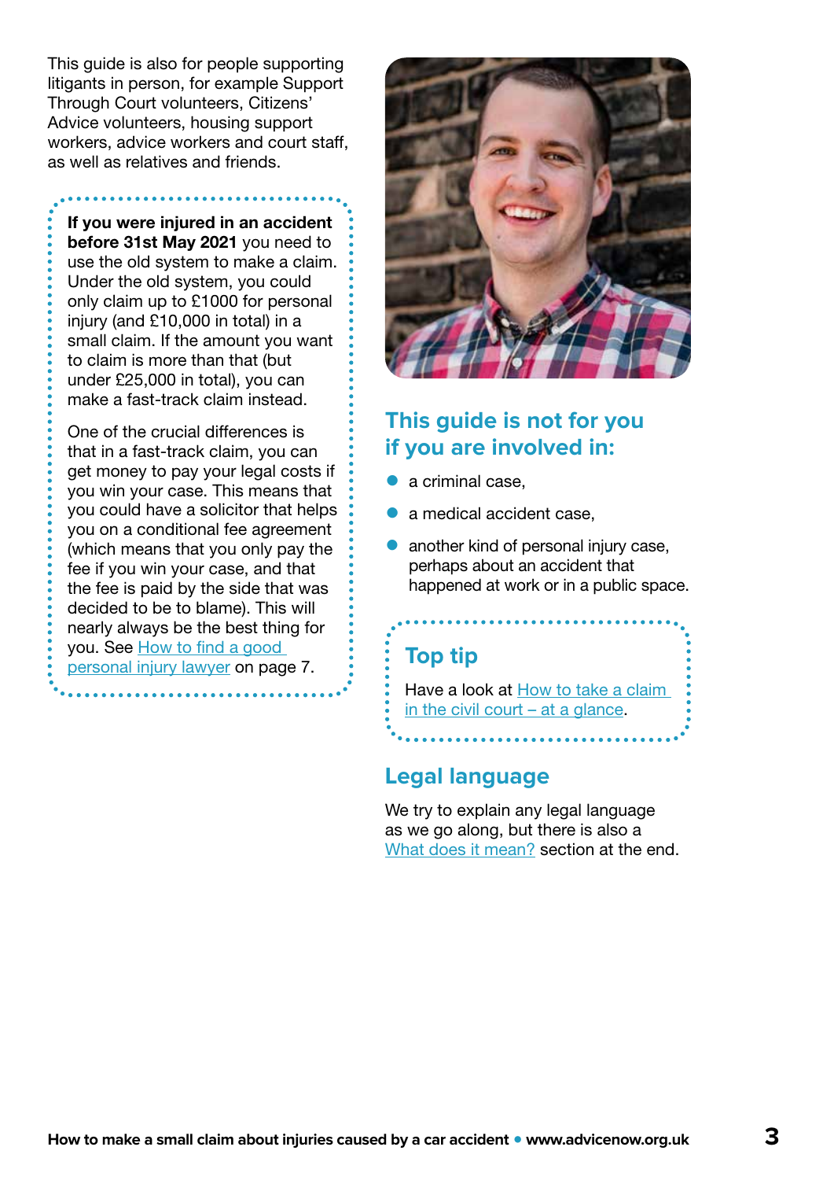This guide is also for people supporting litigants in person, for example Support Through Court volunteers, Citizens' Advice volunteers, housing support workers, advice workers and court staff, as well as relatives and friends.

**If you were injured in an accident before 31st May 2021** you need to use the old system to make a claim. Under the old system, you could only claim up to £1000 for personal injury (and £10,000 in total) in a small claim. If the amount you want to claim is more than that (but under £25,000 in total), you can make a fast-track claim instead.

One of the crucial differences is that in a fast-track claim, you can get money to pay your legal costs if you win your case. This means that you could have a solicitor that helps you on a conditional fee agreement (which means that you only pay the fee if you win your case, and that the fee is paid by the side that was decided to be to blame). This will nearly always be the best thing for you. See How to find a good personal injury lawyer on page 7.

## This guide is not for you if you are involved in:

- a criminal case,
- a medical accident case,
- another kind of personal injury case, perhaps about an accident that happened at work or in a public space.

### Top tip

Have a look at How to take a claim in the civil court – at a glance.

## Legal language

We try to explain any legal language as we go along, but there is also a What does it mean? section at the end.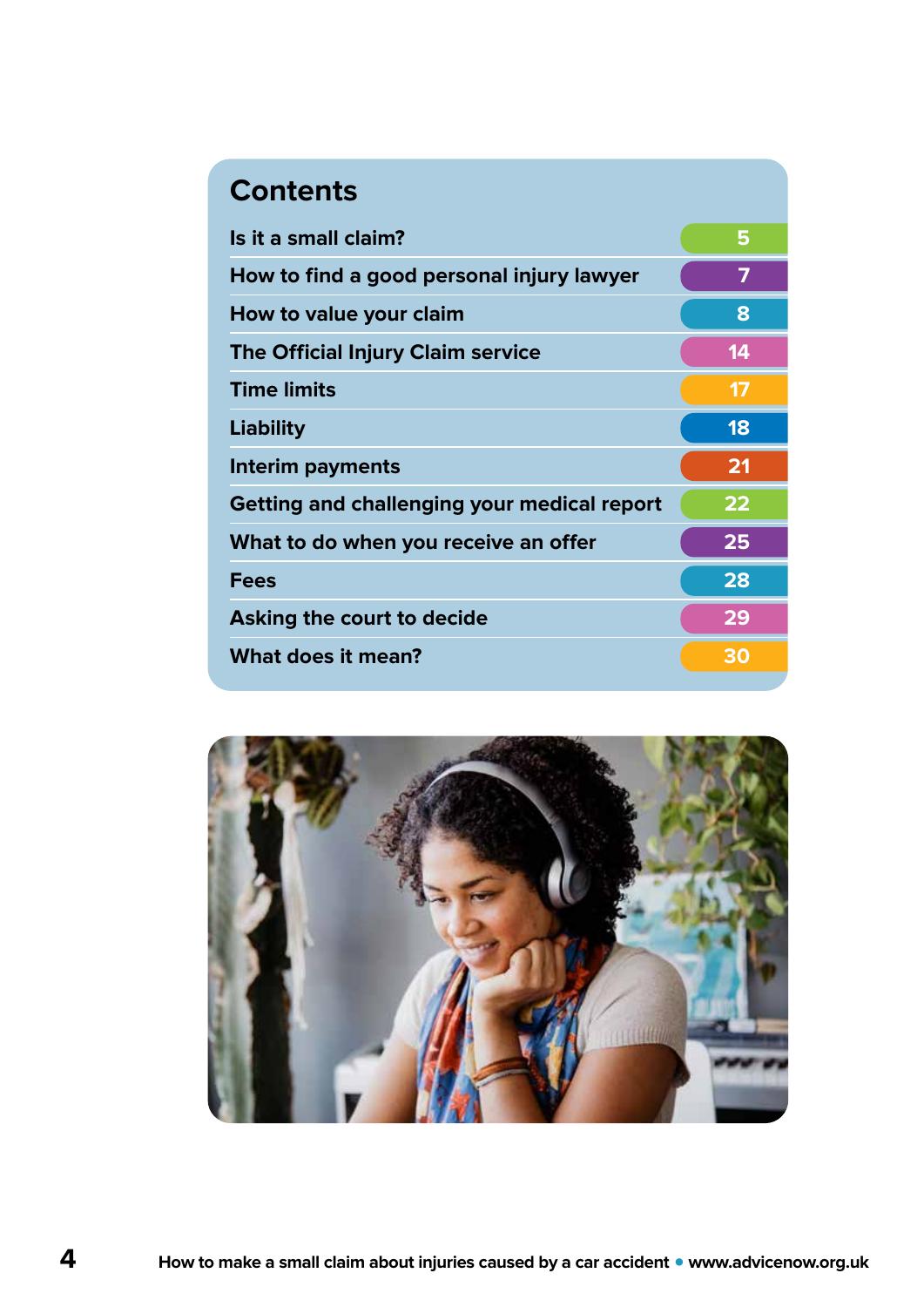# Contents

| | |
|---|---|
| Is it a small claim? | 5 |
| How to find a good personal injury lawyer | 7 |
| How to value your claim | 8 |
| The Official Injury Claim service | 14 |
| Time limits | 17 |
| Liability | 18 |
| Interim payments | 21 |
| Getting and challenging your medical report | 22 |
| What to do when you receive an offer | 25 |
| Fees | 28 |
| Asking the court to decide | 29 |
| What does it mean? | 30 |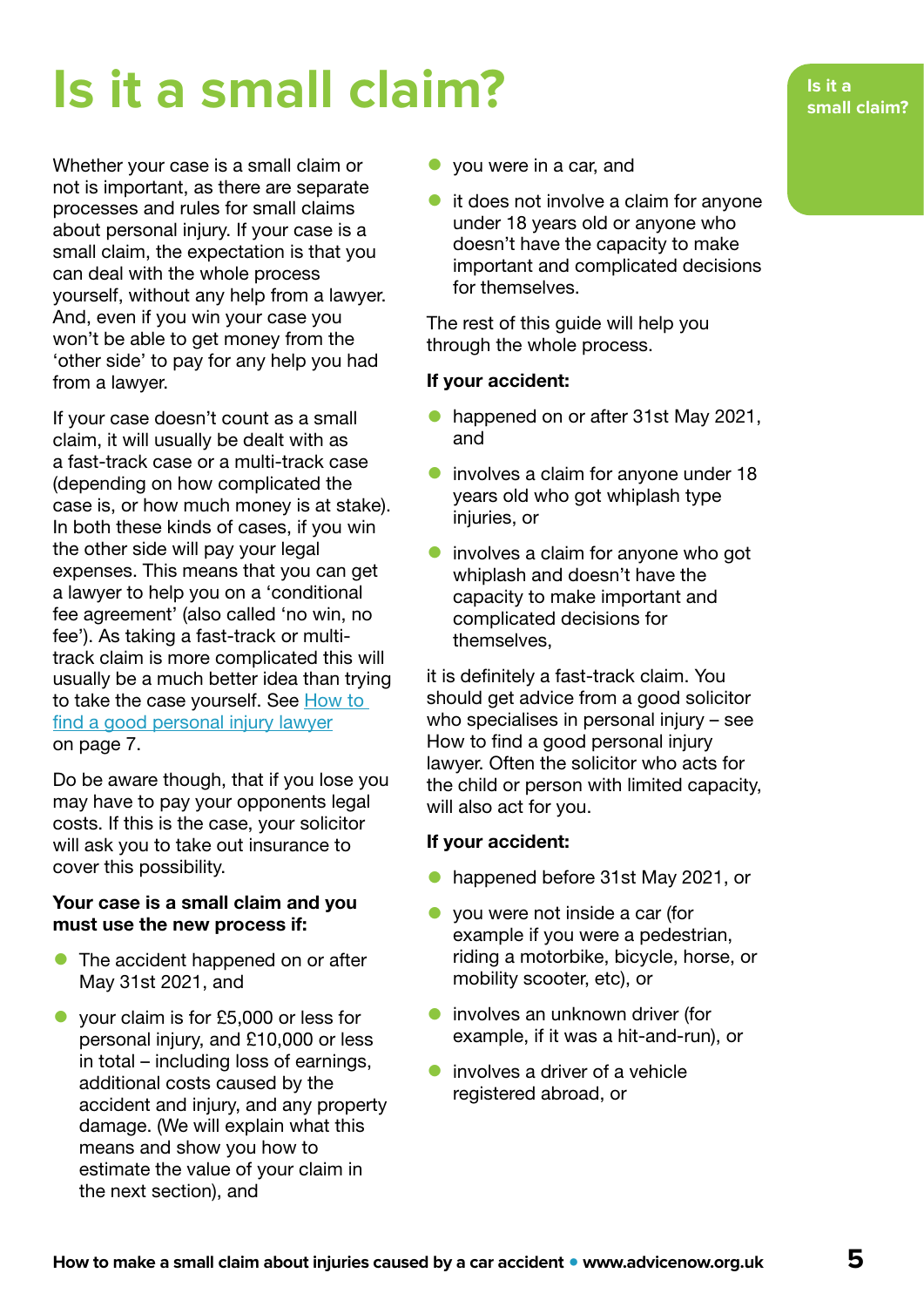# Is it a small claim?

Whether your case is a small claim or not is important, as there are separate processes and rules for small claims about personal injury. If your case is a small claim, the expectation is that you can deal with the whole process yourself, without any help from a lawyer. And, even if you win your case you won't be able to get money from the 'other side' to pay for any help you had from a lawyer.

If your case doesn't count as a small claim, it will usually be dealt with as a fast-track case or a multi-track case (depending on how complicated the case is, or how much money is at stake). In both these kinds of cases, if you win the other side will pay your legal expenses. This means that you can get a lawyer to help you on a 'conditional fee agreement' (also called 'no win, no fee'). As taking a fast-track or multi-track claim is more complicated this will usually be a much better idea than trying to take the case yourself. See [How to find a good personal injury lawyer]() on page 7.

Do be aware though, that if you lose you may have to pay your opponents legal costs. If this is the case, your solicitor will ask you to take out insurance to cover this possibility.

**Your case is a small claim and you must use the new process if:**

- The accident happened on or after May 31st 2021, and
- your claim is for £5,000 or less for personal injury, and £10,000 or less in total – including loss of earnings, additional costs caused by the accident and injury, and any property damage. (We will explain what this means and show you how to estimate the value of your claim in the next section), and
- you were in a car, and
- it does not involve a claim for anyone under 18 years old or anyone who doesn't have the capacity to make important and complicated decisions for themselves.

The rest of this guide will help you through the whole process.

**If your accident:**

- happened on or after 31st May 2021, and
- involves a claim for anyone under 18 years old who got whiplash type injuries, or
- involves a claim for anyone who got whiplash and doesn't have the capacity to make important and complicated decisions for themselves,

it is definitely a fast-track claim. You should get advice from a good solicitor who specialises in personal injury – see How to find a good personal injury lawyer. Often the solicitor who acts for the child or person with limited capacity, will also act for you.

**If your accident:**

- happened before 31st May 2021, or
- you were not inside a car (for example if you were a pedestrian, riding a motorbike, bicycle, horse, or mobility scooter, etc), or
- involves an unknown driver (for example, if it was a hit-and-run), or
- involves a driver of a vehicle registered abroad, or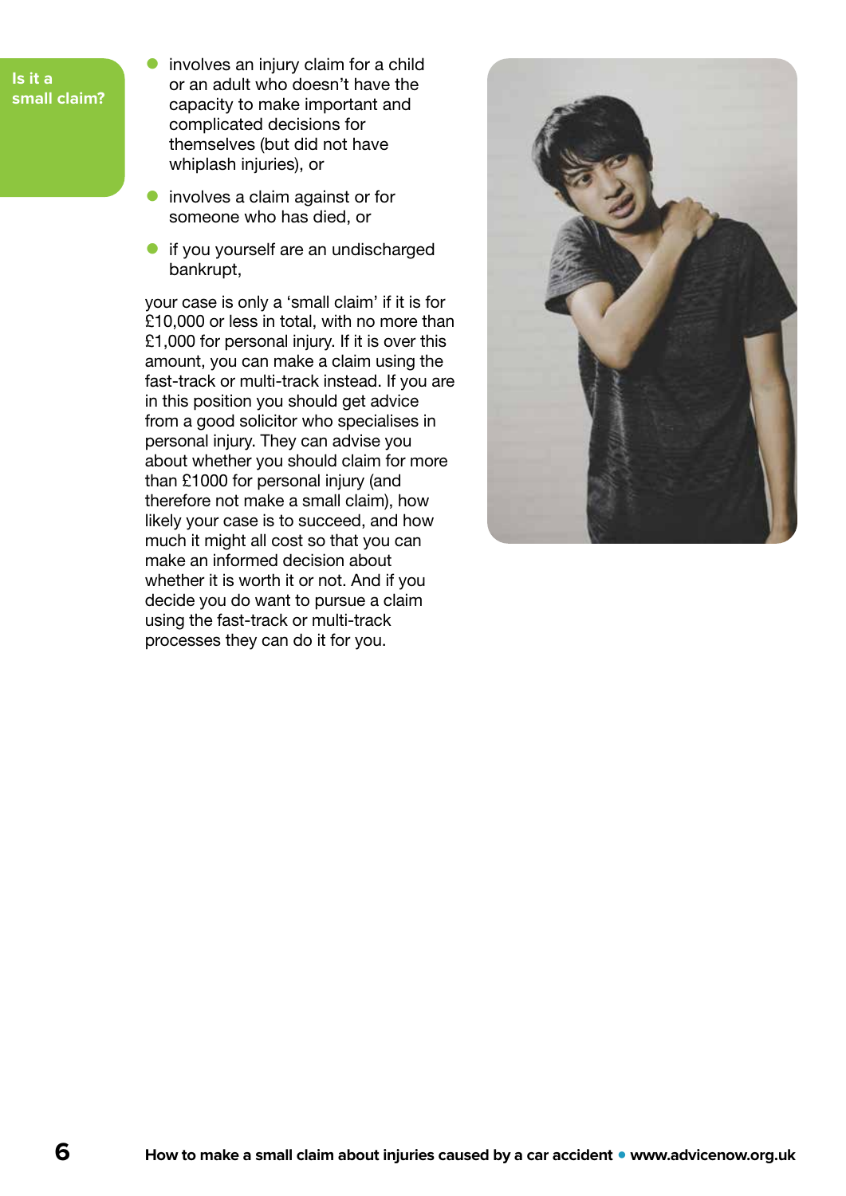**Is it a small claim?**

- involves an injury claim for a child or an adult who doesn't have the capacity to make important and complicated decisions for themselves (but did not have whiplash injuries), or
- involves a claim against or for someone who has died, or
- if you yourself are an undischarged bankrupt,

your case is only a 'small claim' if it is for £10,000 or less in total, with no more than £1,000 for personal injury. If it is over this amount, you can make a claim using the fast-track or multi-track instead. If you are in this position you should get advice from a good solicitor who specialises in personal injury. They can advise you about whether you should claim for more than £1000 for personal injury (and therefore not make a small claim), how likely your case is to succeed, and how much it might all cost so that you can make an informed decision about whether it is worth it or not. And if you decide you do want to pursue a claim using the fast-track or multi-track processes they can do it for you.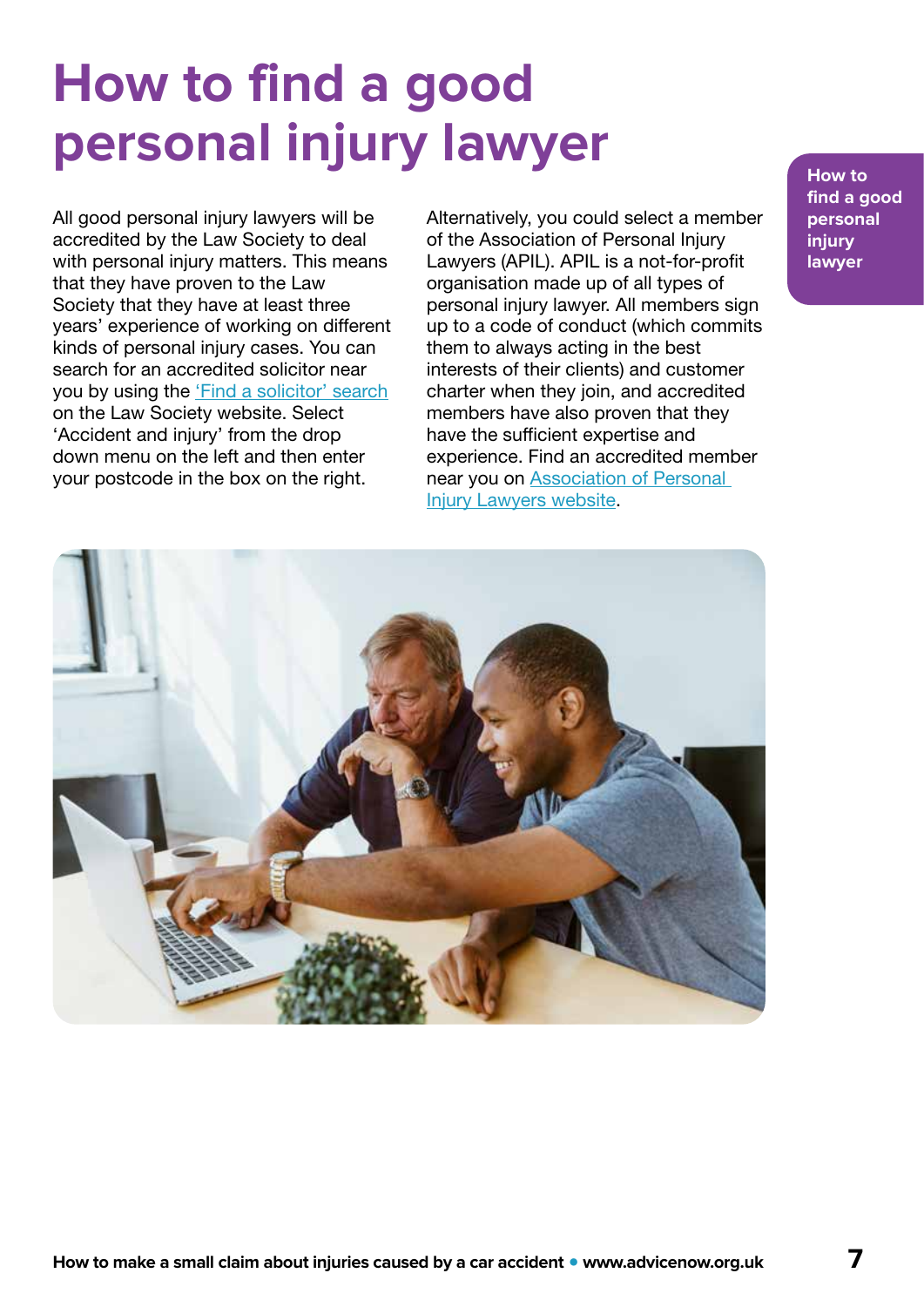# How to find a good personal injury lawyer

All good personal injury lawyers will be accredited by the Law Society to deal with personal injury matters. This means that they have proven to the Law Society that they have at least three years' experience of working on different kinds of personal injury cases. You can search for an accredited solicitor near you by using the 'Find a solicitor' search on the Law Society website. Select 'Accident and injury' from the drop down menu on the left and then enter your postcode in the box on the right.

Alternatively, you could select a member of the Association of Personal Injury Lawyers (APIL). APIL is a not-for-profit organisation made up of all types of personal injury lawyer. All members sign up to a code of conduct (which commits them to always acting in the best interests of their clients) and customer charter when they join, and accredited members have also proven that they have the sufficient expertise and experience. Find an accredited member near you on Association of Personal Injury Lawyers website.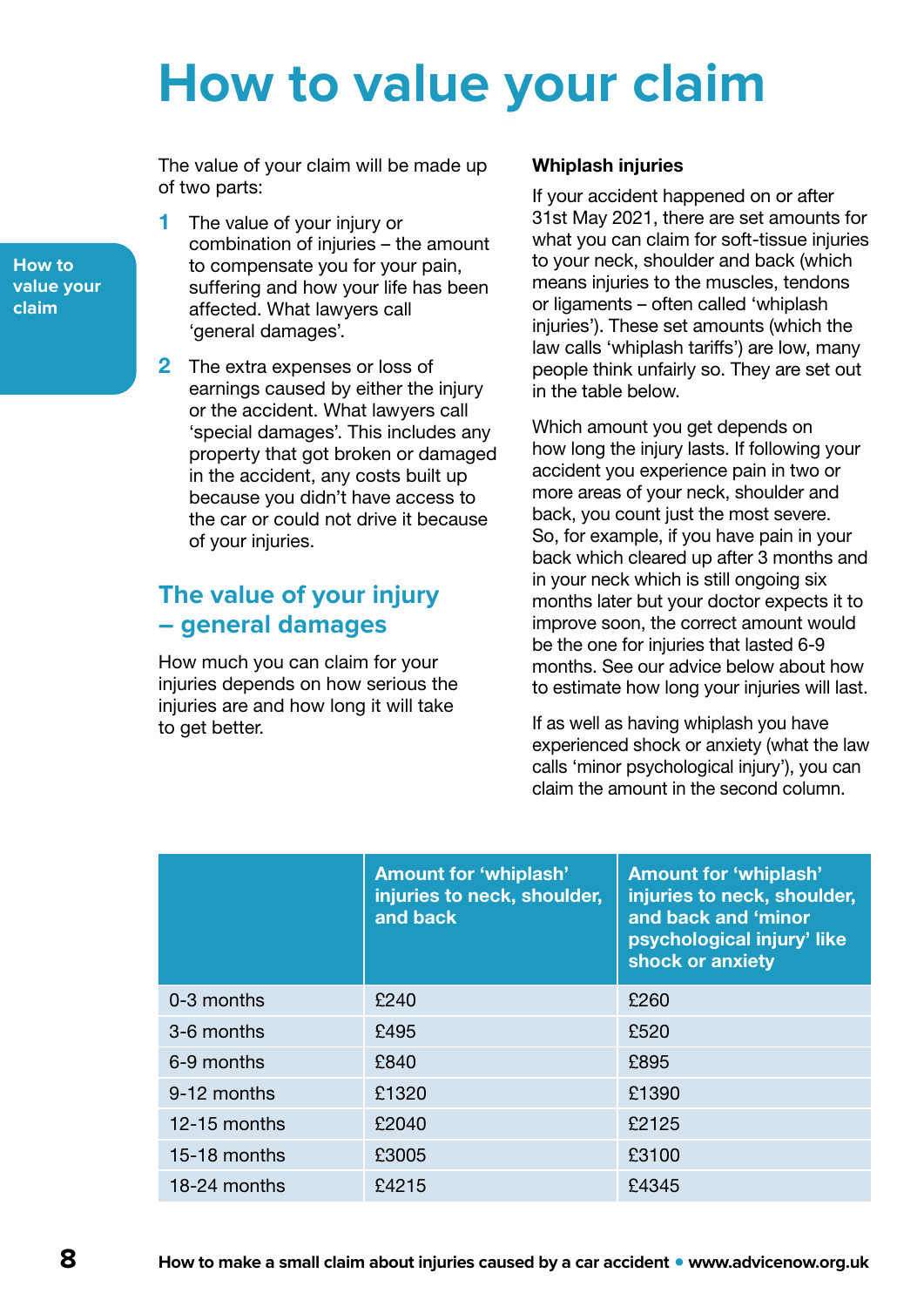# How to value your claim

The value of your claim will be made up of two parts:

1. The value of your injury or combination of injuries – the amount to compensate you for your pain, suffering and how your life has been affected. What lawyers call 'general damages'.
2. The extra expenses or loss of earnings caused by either the injury or the accident. What lawyers call 'special damages'. This includes any property that got broken or damaged in the accident, any costs built up because you didn't have access to the car or could not drive it because of your injuries.

## The value of your injury – general damages

How much you can claim for your injuries depends on how serious the injuries are and how long it will take to get better.

**Whiplash injuries**

If your accident happened on or after 31st May 2021, there are set amounts for what you can claim for soft-tissue injuries to your neck, shoulder and back (which means injuries to the muscles, tendons or ligaments – often called 'whiplash injuries'). These set amounts (which the law calls 'whiplash tariffs') are low, many people think unfairly so. They are set out in the table below.

Which amount you get depends on how long the injury lasts. If following your accident you experience pain in two or more areas of your neck, shoulder and back, you count just the most severe. So, for example, if you have pain in your back which cleared up after 3 months and in your neck which is still ongoing six months later but your doctor expects it to improve soon, the correct amount would be the one for injuries that lasted 6-9 months. See our advice below about how to estimate how long your injuries will last.

If as well as having whiplash you have experienced shock or anxiety (what the law calls 'minor psychological injury'), you can claim the amount in the second column.

| | Amount for 'whiplash' injuries to neck, shoulder, and back | Amount for 'whiplash' injuries to neck, shoulder, and back and 'minor psychological injury' like shock or anxiety |
|---|---|---|
| 0-3 months | £240 | £260 |
| 3-6 months | £495 | £520 |
| 6-9 months | £840 | £895 |
| 9-12 months | £1320 | £1390 |
| 12-15 months | £2040 | £2125 |
| 15-18 months | £3005 | £3100 |
| 18-24 months | £4215 | £4345 |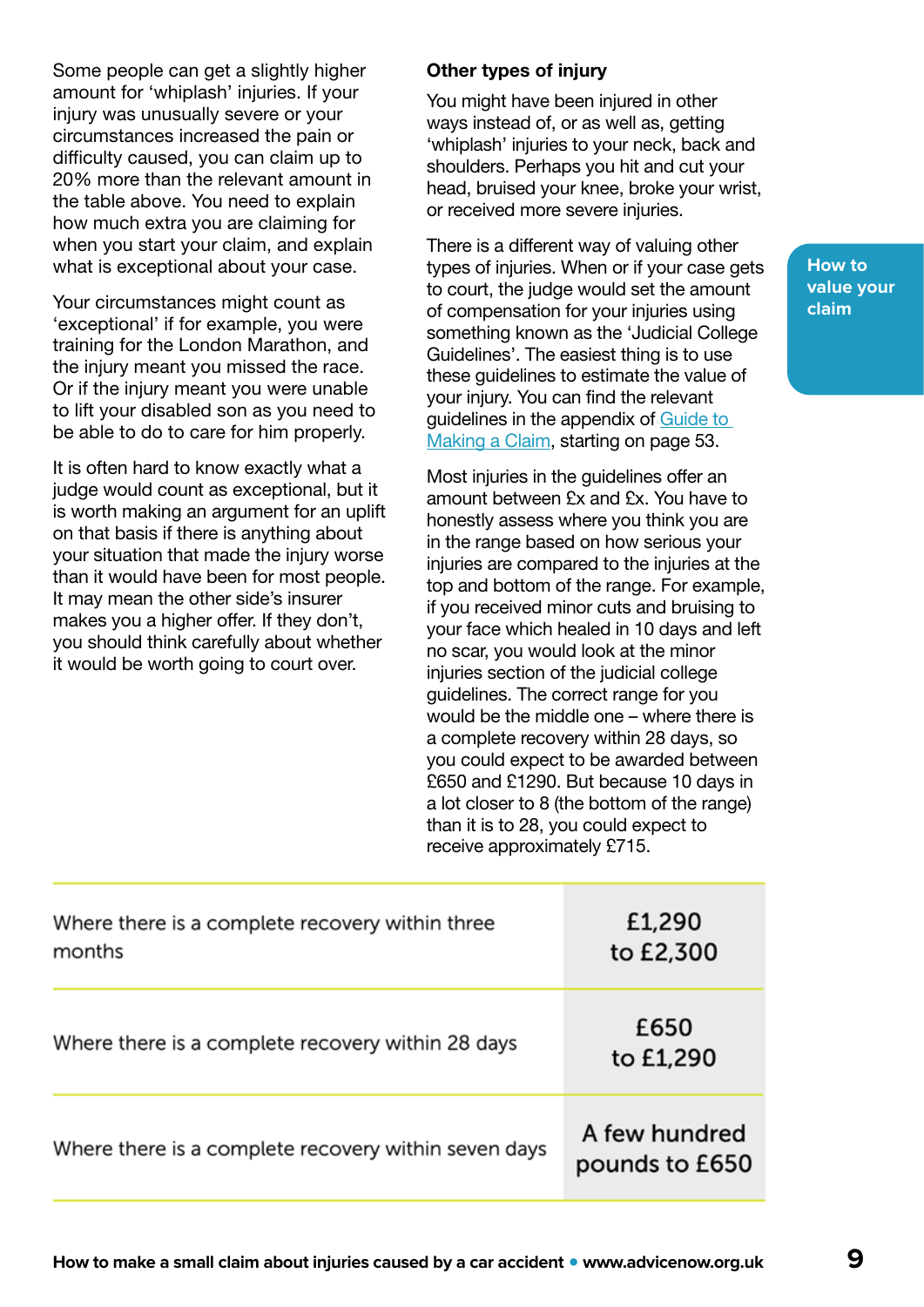Some people can get a slightly higher amount for 'whiplash' injuries. If your injury was unusually severe or your circumstances increased the pain or difficulty caused, you can claim up to 20% more than the relevant amount in the table above. You need to explain how much extra you are claiming for when you start your claim, and explain what is exceptional about your case.

Your circumstances might count as 'exceptional' if for example, you were training for the London Marathon, and the injury meant you missed the race. Or if the injury meant you were unable to lift your disabled son as you need to be able to do to care for him properly.

It is often hard to know exactly what a judge would count as exceptional, but it is worth making an argument for an uplift on that basis if there is anything about your situation that made the injury worse than it would have been for most people. It may mean the other side's insurer makes you a higher offer. If they don't, you should think carefully about whether it would be worth going to court over.

### Other types of injury

You might have been injured in other ways instead of, or as well as, getting 'whiplash' injuries to your neck, back and shoulders. Perhaps you hit and cut your head, bruised your knee, broke your wrist, or received more severe injuries.

There is a different way of valuing other types of injuries. When or if your case gets to court, the judge would set the amount of compensation for your injuries using something known as the 'Judicial College Guidelines'. The easiest thing is to use these guidelines to estimate the value of your injury. You can find the relevant guidelines in the appendix of Guide to Making a Claim, starting on page 53.

Most injuries in the guidelines offer an amount between £x and £x. You have to honestly assess where you think you are in the range based on how serious your injuries are compared to the injuries at the top and bottom of the range. For example, if you received minor cuts and bruising to your face which healed in 10 days and left no scar, you would look at the minor injuries section of the judicial college guidelines. The correct range for you would be the middle one – where there is a complete recovery within 28 days, so you could expect to be awarded between £650 and £1290. But because 10 days in a lot closer to 8 (the bottom of the range) than it is to 28, you could expect to receive approximately £715.

| | |
|---|---|
| Where there is a complete recovery within three months | £1,290 to £2,300 |
| Where there is a complete recovery within 28 days | £650 to £1,290 |
| Where there is a complete recovery within seven days | A few hundred pounds to £650 |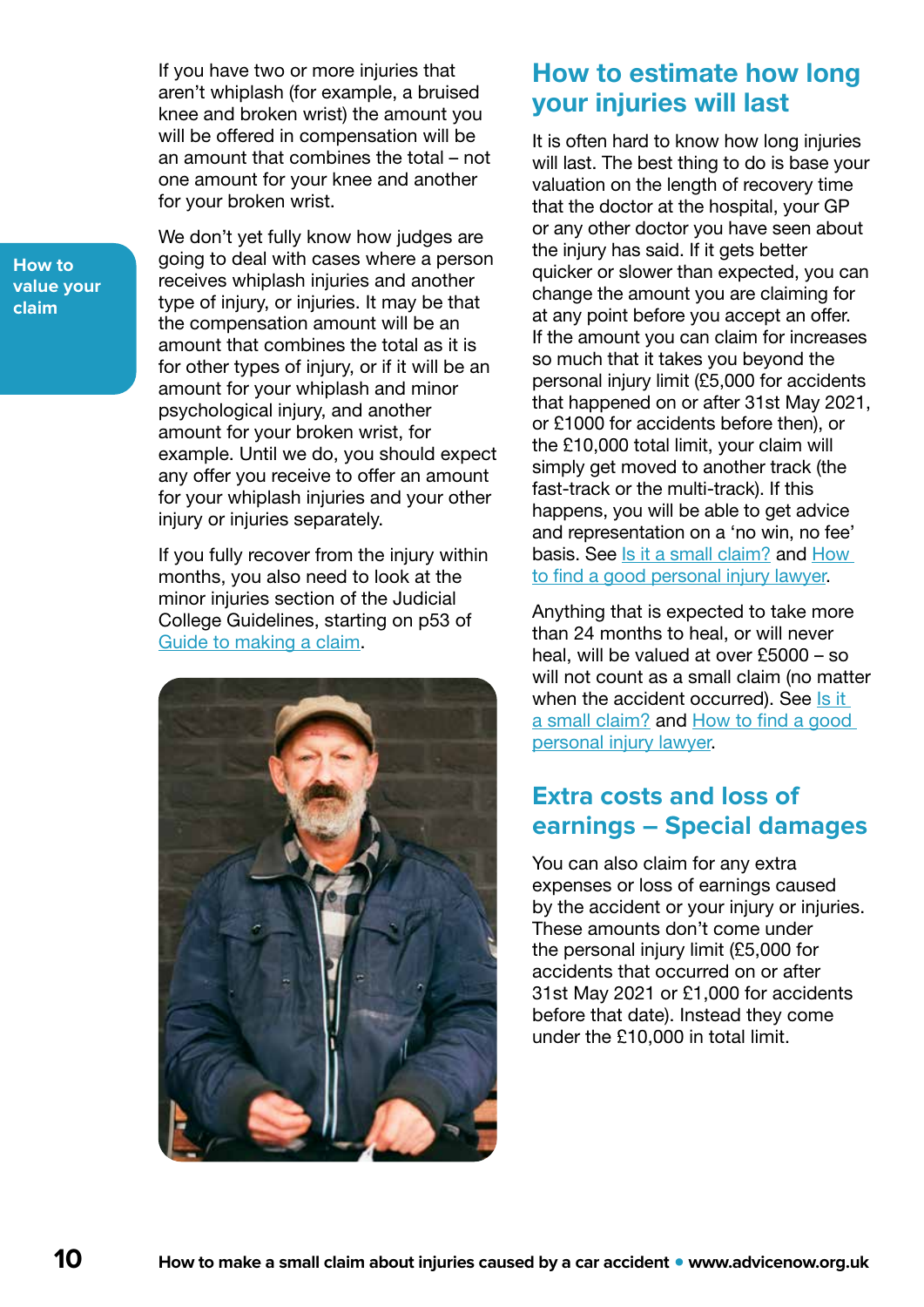If you have two or more injuries that aren't whiplash (for example, a bruised knee and broken wrist) the amount you will be offered in compensation will be an amount that combines the total – not one amount for your knee and another for your broken wrist.

We don't yet fully know how judges are going to deal with cases where a person receives whiplash injuries and another type of injury, or injuries. It may be that the compensation amount will be an amount that combines the total as it is for other types of injury, or if it will be an amount for your whiplash and minor psychological injury, and another amount for your broken wrist, for example. Until we do, you should expect any offer you receive to offer an amount for your whiplash injuries and your other injury or injuries separately.

If you fully recover from the injury within months, you also need to look at the minor injuries section of the Judicial College Guidelines, starting on p53 of Guide to making a claim.

## How to estimate how long your injuries will last

It is often hard to know how long injuries will last. The best thing to do is base your valuation on the length of recovery time that the doctor at the hospital, your GP or any other doctor you have seen about the injury has said. If it gets better quicker or slower than expected, you can change the amount you are claiming for at any point before you accept an offer. If the amount you can claim for increases so much that it takes you beyond the personal injury limit (£5,000 for accidents that happened on or after 31st May 2021, or £1000 for accidents before then), or the £10,000 total limit, your claim will simply get moved to another track (the fast-track or the multi-track). If this happens, you will be able to get advice and representation on a 'no win, no fee' basis. See Is it a small claim? and How to find a good personal injury lawyer.

Anything that is expected to take more than 24 months to heal, or will never heal, will be valued at over £5000 – so will not count as a small claim (no matter when the accident occurred). See Is it a small claim? and How to find a good personal injury lawyer.

## Extra costs and loss of earnings – Special damages

You can also claim for any extra expenses or loss of earnings caused by the accident or your injury or injuries. These amounts don't come under the personal injury limit (£5,000 for accidents that occurred on or after 31st May 2021 or £1,000 for accidents before that date). Instead they come under the £10,000 in total limit.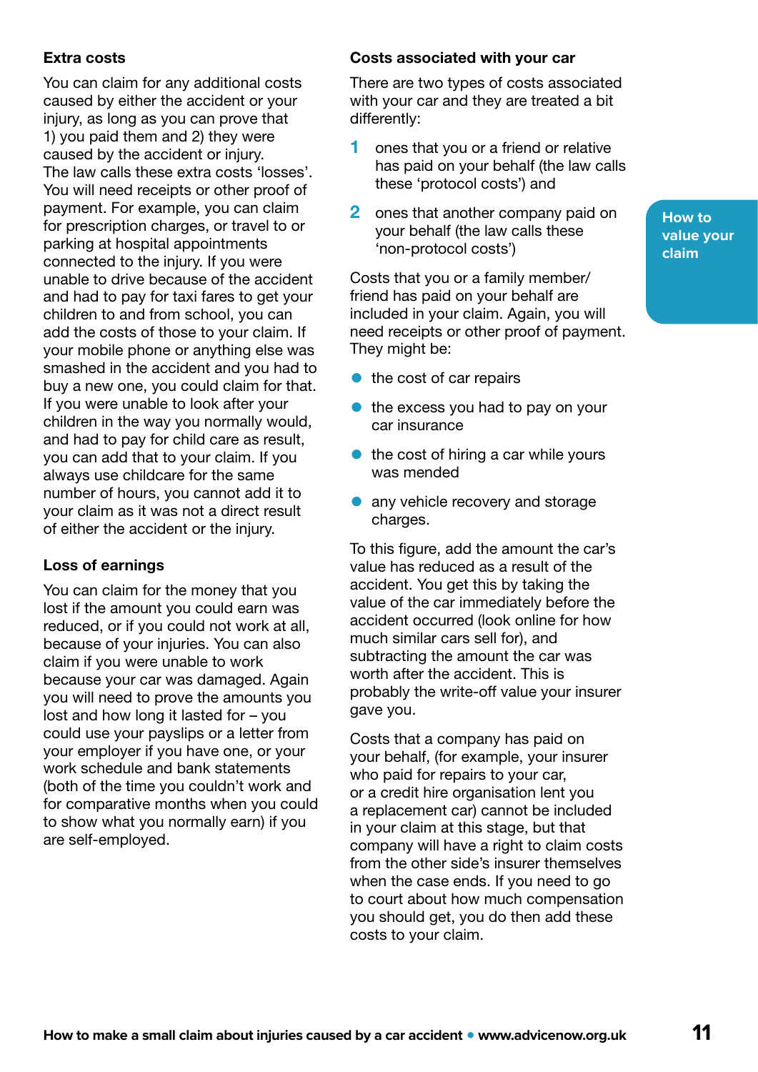### Extra costs

You can claim for any additional costs caused by either the accident or your injury, as long as you can prove that 1) you paid them and 2) they were caused by the accident or injury. The law calls these extra costs 'losses'. You will need receipts or other proof of payment. For example, you can claim for prescription charges, or travel to or parking at hospital appointments connected to the injury. If you were unable to drive because of the accident and had to pay for taxi fares to get your children to and from school, you can add the costs of those to your claim. If your mobile phone or anything else was smashed in the accident and you had to buy a new one, you could claim for that. If you were unable to look after your children in the way you normally would, and had to pay for child care as result, you can add that to your claim. If you always use childcare for the same number of hours, you cannot add it to your claim as it was not a direct result of either the accident or the injury.

### Loss of earnings

You can claim for the money that you lost if the amount you could earn was reduced, or if you could not work at all, because of your injuries. You can also claim if you were unable to work because your car was damaged. Again you will need to prove the amounts you lost and how long it lasted for – you could use your payslips or a letter from your employer if you have one, or your work schedule and bank statements (both of the time you couldn't work and for comparative months when you could to show what you normally earn) if you are self-employed.

### Costs associated with your car

There are two types of costs associated with your car and they are treated a bit differently:

1. ones that you or a friend or relative has paid on your behalf (the law calls these 'protocol costs') and
2. ones that another company paid on your behalf (the law calls these 'non-protocol costs')

Costs that you or a family member/friend has paid on your behalf are included in your claim. Again, you will need receipts or other proof of payment. They might be:

- the cost of car repairs
- the excess you had to pay on your car insurance
- the cost of hiring a car while yours was mended
- any vehicle recovery and storage charges.

To this figure, add the amount the car's value has reduced as a result of the accident. You get this by taking the value of the car immediately before the accident occurred (look online for how much similar cars sell for), and subtracting the amount the car was worth after the accident. This is probably the write-off value your insurer gave you.

Costs that a company has paid on your behalf, (for example, your insurer who paid for repairs to your car, or a credit hire organisation lent you a replacement car) cannot be included in your claim at this stage, but that company will have a right to claim costs from the other side's insurer themselves when the case ends. If you need to go to court about how much compensation you should get, you do then add these costs to your claim.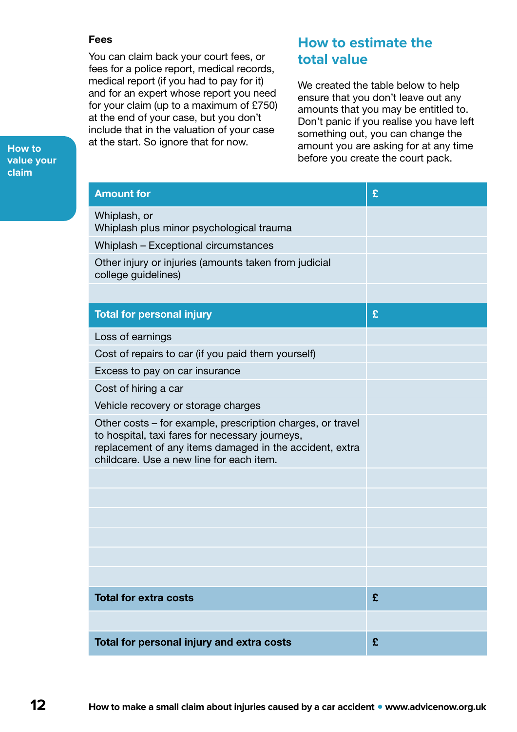### Fees

You can claim back your court fees, or fees for a police report, medical records, medical report (if you had to pay for it) and for an expert whose report you need for your claim (up to a maximum of £750) at the end of your case, but you don't include that in the valuation of your case at the start. So ignore that for now.

## How to estimate the total value

We created the table below to help ensure that you don't leave out any amounts that you may be entitled to. Don't panic if you realise you have left something out, you can change the amount you are asking for at any time before you create the court pack.

| Amount for | £ |
|---|---|
| Whiplash, or<br>Whiplash plus minor psychological trauma | |
| Whiplash – Exceptional circumstances | |
| Other injury or injuries (amounts taken from judicial college guidelines) | |
| | |
| **Total for personal injury** | **£** |
| Loss of earnings | |
| Cost of repairs to car (if you paid them yourself) | |
| Excess to pay on car insurance | |
| Cost of hiring a car | |
| Vehicle recovery or storage charges | |
| Other costs – for example, prescription charges, or travel to hospital, taxi fares for necessary journeys, replacement of any items damaged in the accident, extra childcare. Use a new line for each item. | |
| | |
| | |
| | |
| | |
| | |
| | |
| **Total for extra costs** | **£** |
| | |
| **Total for personal injury and extra costs** | **£** |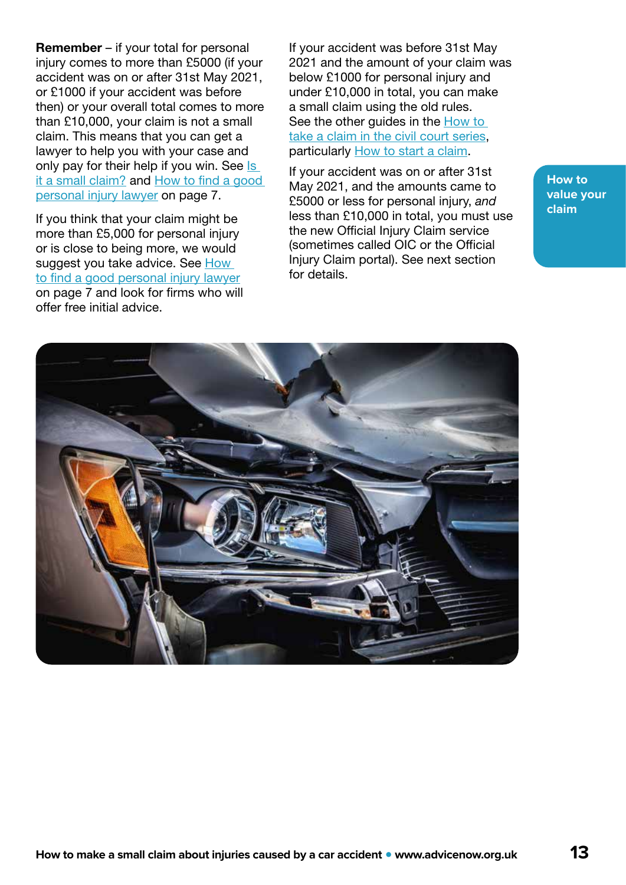**Remember** – if your total for personal injury comes to more than £5000 (if your accident was on or after 31st May 2021, or £1000 if your accident was before then) or your overall total comes to more than £10,000, your claim is not a small claim. This means that you can get a lawyer to help you with your case and only pay for their help if you win. See Is it a small claim? and How to find a good personal injury lawyer on page 7.

If you think that your claim might be more than £5,000 for personal injury or is close to being more, we would suggest you take advice. See How to find a good personal injury lawyer on page 7 and look for firms who will offer free initial advice.

If your accident was before 31st May 2021 and the amount of your claim was below £1000 for personal injury and under £10,000 in total, you can make a small claim using the old rules. See the other guides in the How to take a claim in the civil court series, particularly How to start a claim.

If your accident was on or after 31st May 2021, and the amounts came to £5000 or less for personal injury, *and* less than £10,000 in total, you must use the new Official Injury Claim service (sometimes called OIC or the Official Injury Claim portal). See next section for details.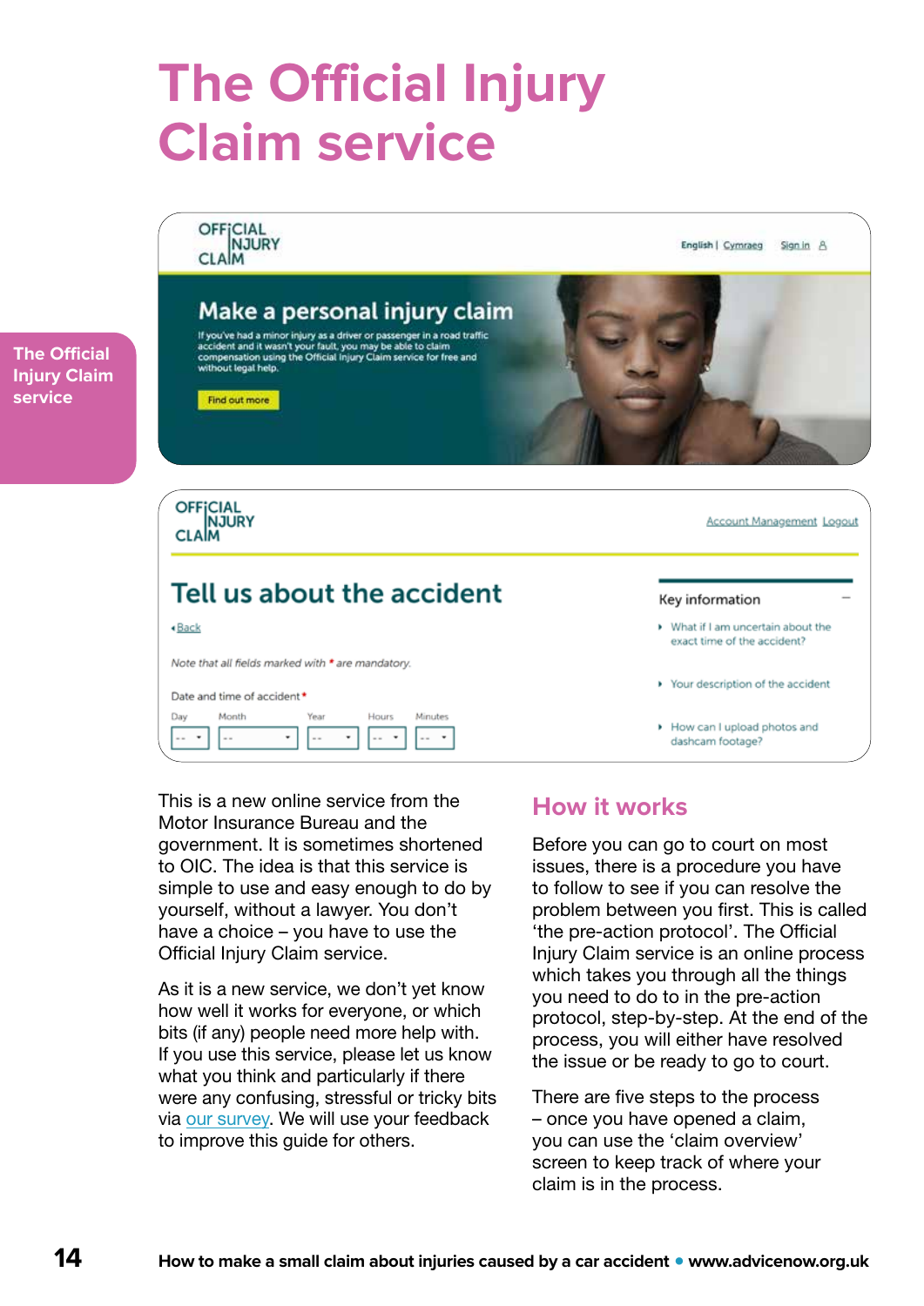# The Official Injury Claim service

This is a new online service from the Motor Insurance Bureau and the government. It is sometimes shortened to OIC. The idea is that this service is simple to use and easy enough to do by yourself, without a lawyer. You don't have a choice – you have to use the Official Injury Claim service.

As it is a new service, we don't yet know how well it works for everyone, or which bits (if any) people need more help with. If you use this service, please let us know what you think and particularly if there were any confusing, stressful or tricky bits via our survey. We will use your feedback to improve this guide for others.

## How it works

Before you can go to court on most issues, there is a procedure you have to follow to see if you can resolve the problem between you first. This is called 'the pre-action protocol'. The Official Injury Claim service is an online process which takes you through all the things you need to do to in the pre-action protocol, step-by-step. At the end of the process, you will either have resolved the issue or be ready to go to court.

There are five steps to the process – once you have opened a claim, you can use the 'claim overview' screen to keep track of where your claim is in the process.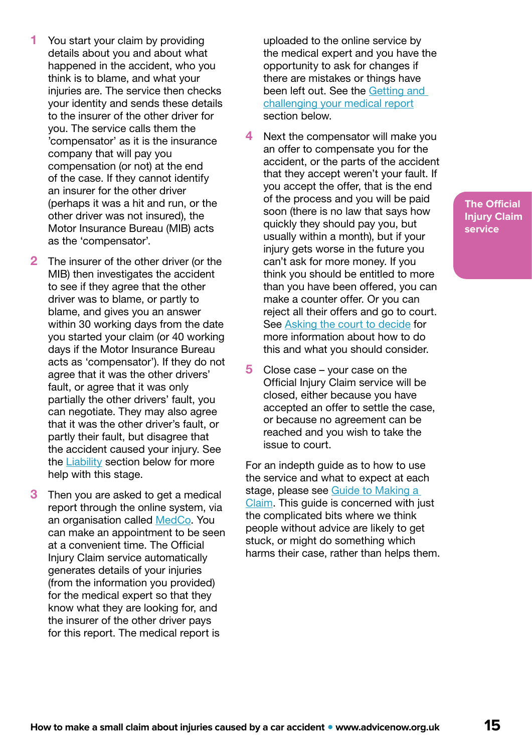1. You start your claim by providing details about you and about what happened in the accident, who you think is to blame, and what your injuries are. The service then checks your identity and sends these details to the insurer of the other driver for you. The service calls them the 'compensator' as it is the insurance company that will pay you compensation (or not) at the end of the case. If they cannot identify an insurer for the other driver (perhaps it was a hit and run, or the other driver was not insured), the Motor Insurance Bureau (MIB) acts as the 'compensator'.

2. The insurer of the other driver (or the MIB) then investigates the accident to see if they agree that the other driver was to blame, or partly to blame, and gives you an answer within 30 working days from the date you started your claim (or 40 working days if the Motor Insurance Bureau acts as 'compensator'). If they do not agree that it was the other drivers' fault, or agree that it was only partially the other drivers' fault, you can negotiate. They may also agree that it was the other driver's fault, or partly their fault, but disagree that the accident caused your injury. See the Liability section below for more help with this stage.

3. Then you are asked to get a medical report through the online system, via an organisation called MedCo. You can make an appointment to be seen at a convenient time. The Official Injury Claim service automatically generates details of your injuries (from the information you provided) for the medical expert so that they know what they are looking for, and the insurer of the other driver pays for this report. The medical report is uploaded to the online service by the medical expert and you have the opportunity to ask for changes if there are mistakes or things have been left out. See the Getting and challenging your medical report section below.

4. Next the compensator will make you an offer to compensate you for the accident, or the parts of the accident that they accept weren't your fault. If you accept the offer, that is the end of the process and you will be paid soon (there is no law that says how quickly they should pay you, but usually within a month), but if your injury gets worse in the future you can't ask for more money. If you think you should be entitled to more than you have been offered, you can make a counter offer. Or you can reject all their offers and go to court. See Asking the court to decide for more information about how to do this and what you should consider.

5. Close case – your case on the Official Injury Claim service will be closed, either because you have accepted an offer to settle the case, or because no agreement can be reached and you wish to take the issue to court.

For an indepth guide as to how to use the service and what to expect at each stage, please see Guide to Making a Claim. This guide is concerned with just the complicated bits where we think people without advice are likely to get stuck, or might do something which harms their case, rather than helps them.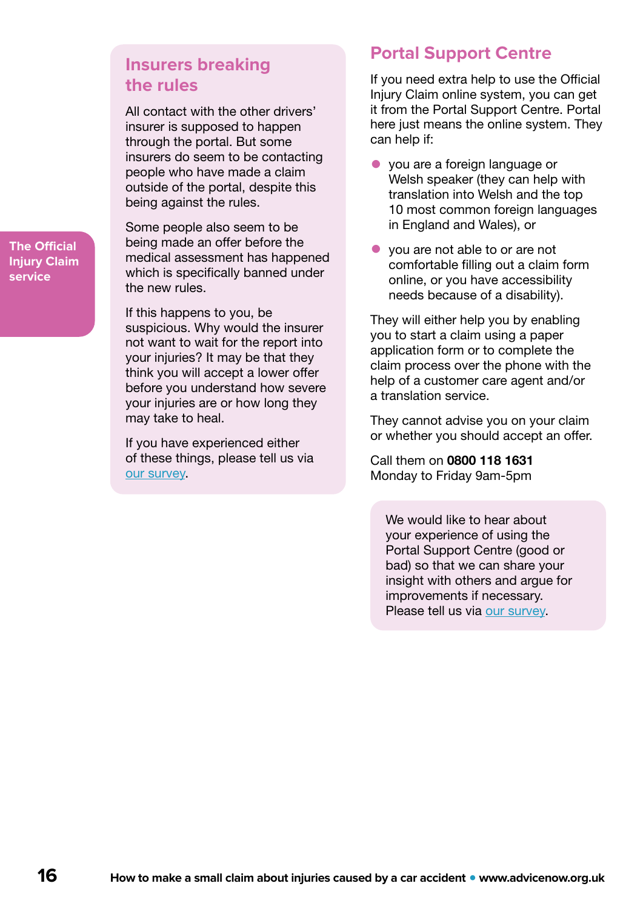## Insurers breaking the rules

All contact with the other drivers' insurer is supposed to happen through the portal. But some insurers do seem to be contacting people who have made a claim outside of the portal, despite this being against the rules.

Some people also seem to be being made an offer before the medical assessment has happened which is specifically banned under the new rules.

If this happens to you, be suspicious. Why would the insurer not want to wait for the report into your injuries? It may be that they think you will accept a lower offer before you understand how severe your injuries are or how long they may take to heal.

If you have experienced either of these things, please tell us via our survey.

## Portal Support Centre

If you need extra help to use the Official Injury Claim online system, you can get it from the Portal Support Centre. Portal here just means the online system. They can help if:

- you are a foreign language or Welsh speaker (they can help with translation into Welsh and the top 10 most common foreign languages in England and Wales), or
- you are not able to or are not comfortable filling out a claim form online, or you have accessibility needs because of a disability).

They will either help you by enabling you to start a claim using a paper application form or to complete the claim process over the phone with the help of a customer care agent and/or a translation service.

They cannot advise you on your claim or whether you should accept an offer.

Call them on **0800 118 1631**
Monday to Friday 9am-5pm

We would like to hear about your experience of using the Portal Support Centre (good or bad) so that we can share your insight with others and argue for improvements if necessary. Please tell us via our survey.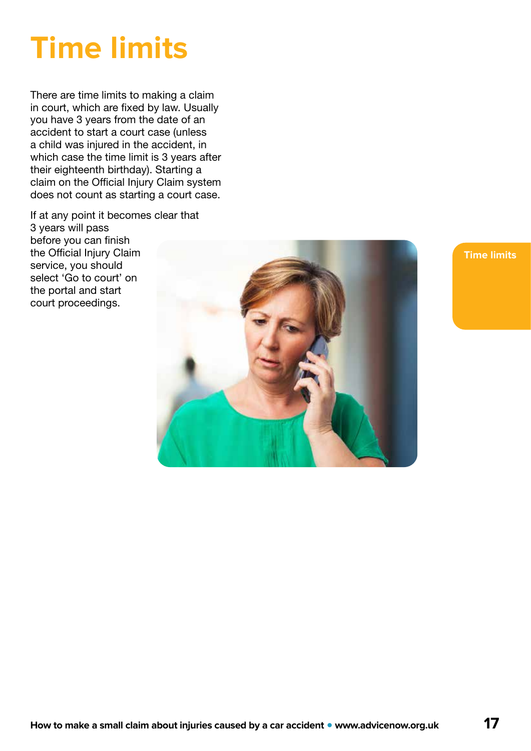# Time limits

There are time limits to making a claim in court, which are fixed by law. Usually you have 3 years from the date of an accident to start a court case (unless a child was injured in the accident, in which case the time limit is 3 years after their eighteenth birthday). Starting a claim on the Official Injury Claim system does not count as starting a court case.

If at any point it becomes clear that 3 years will pass before you can finish the Official Injury Claim service, you should select 'Go to court' on the portal and start court proceedings.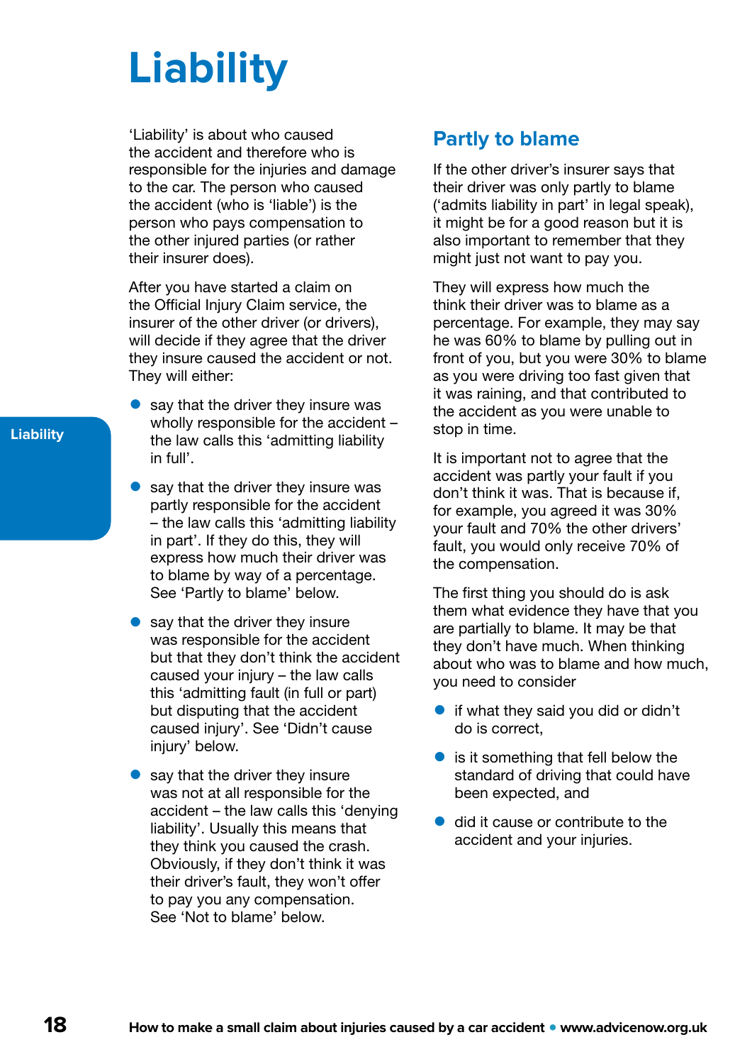# Liability

'Liability' is about who caused the accident and therefore who is responsible for the injuries and damage to the car. The person who caused the accident (who is 'liable') is the person who pays compensation to the other injured parties (or rather their insurer does).

After you have started a claim on the Official Injury Claim service, the insurer of the other driver (or drivers), will decide if they agree that the driver they insure caused the accident or not. They will either:

- say that the driver they insure was wholly responsible for the accident – the law calls this 'admitting liability in full'.
- say that the driver they insure was partly responsible for the accident – the law calls this 'admitting liability in part'. If they do this, they will express how much their driver was to blame by way of a percentage. See 'Partly to blame' below.
- say that the driver they insure was responsible for the accident but that they don't think the accident caused your injury – the law calls this 'admitting fault (in full or part) but disputing that the accident caused injury'. See 'Didn't cause injury' below.
- say that the driver they insure was not at all responsible for the accident – the law calls this 'denying liability'. Usually this means that they think you caused the crash. Obviously, if they don't think it was their driver's fault, they won't offer to pay you any compensation. See 'Not to blame' below.

## Partly to blame

If the other driver's insurer says that their driver was only partly to blame ('admits liability in part' in legal speak), it might be for a good reason but it is also important to remember that they might just not want to pay you.

They will express how much the think their driver was to blame as a percentage. For example, they may say he was 60% to blame by pulling out in front of you, but you were 30% to blame as you were driving too fast given that it was raining, and that contributed to the accident as you were unable to stop in time.

It is important not to agree that the accident was partly your fault if you don't think it was. That is because if, for example, you agreed it was 30% your fault and 70% the other drivers' fault, you would only receive 70% of the compensation.

The first thing you should do is ask them what evidence they have that you are partially to blame. It may be that they don't have much. When thinking about who was to blame and how much, you need to consider

- if what they said you did or didn't do is correct,
- is it something that fell below the standard of driving that could have been expected, and
- did it cause or contribute to the accident and your injuries.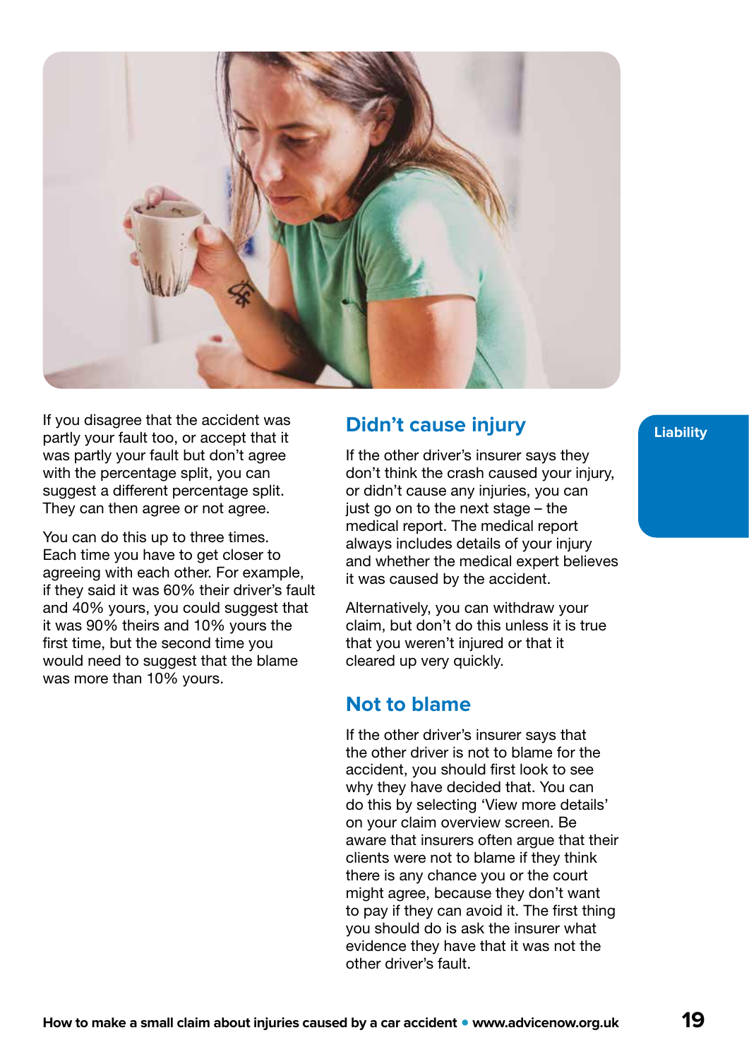If you disagree that the accident was partly your fault too, or accept that it was partly your fault but don't agree with the percentage split, you can suggest a different percentage split. They can then agree or not agree.

You can do this up to three times. Each time you have to get closer to agreeing with each other. For example, if they said it was 60% their driver's fault and 40% yours, you could suggest that it was 90% theirs and 10% yours the first time, but the second time you would need to suggest that the blame was more than 10% yours.

## Didn't cause injury

If the other driver's insurer says they don't think the crash caused your injury, or didn't cause any injuries, you can just go on to the next stage – the medical report. The medical report always includes details of your injury and whether the medical expert believes it was caused by the accident.

Alternatively, you can withdraw your claim, but don't do this unless it is true that you weren't injured or that it cleared up very quickly.

## Not to blame

If the other driver's insurer says that the other driver is not to blame for the accident, you should first look to see why they have decided that. You can do this by selecting 'View more details' on your claim overview screen. Be aware that insurers often argue that their clients were not to blame if they think there is any chance you or the court might agree, because they don't want to pay if they can avoid it. The first thing you should do is ask the insurer what evidence they have that it was not the other driver's fault.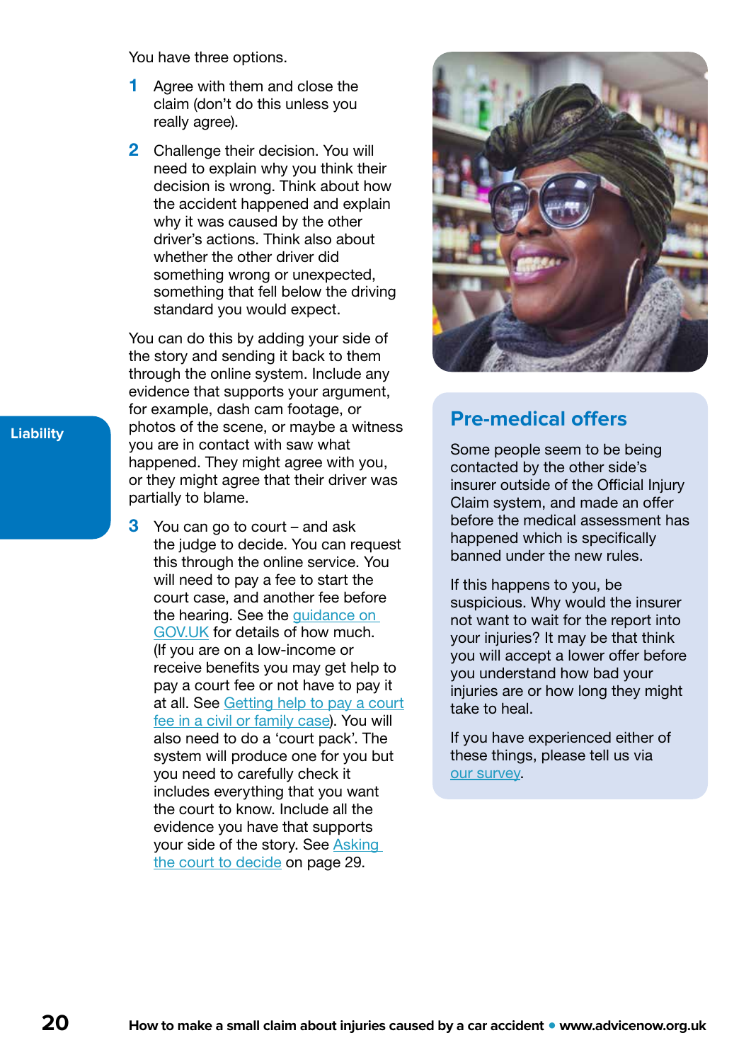You have three options.

1. Agree with them and close the claim (don't do this unless you really agree).

2. Challenge their decision. You will need to explain why you think their decision is wrong. Think about how the accident happened and explain why it was caused by the other driver's actions. Think also about whether the other driver did something wrong or unexpected, something that fell below the driving standard you would expect.

   You can do this by adding your side of the story and sending it back to them through the online system. Include any evidence that supports your argument, for example, dash cam footage, or photos of the scene, or maybe a witness you are in contact with saw what happened. They might agree with you, or they might agree that their driver was partially to blame.

3. You can go to court – and ask the judge to decide. You can request this through the online service. You will need to pay a fee to start the court case, and another fee before the hearing. See the guidance on GOV.UK for details of how much. (If you are on a low-income or receive benefits you may get help to pay a court fee or not have to pay it at all. See Getting help to pay a court fee in a civil or family case). You will also need to do a 'court pack'. The system will produce one for you but you need to carefully check it includes everything that you want the court to know. Include all the evidence you have that supports your side of the story. See Asking the court to decide on page 29.

## Pre-medical offers

Some people seem to be being contacted by the other side's insurer outside of the Official Injury Claim system, and made an offer before the medical assessment has happened which is specifically banned under the new rules.

If this happens to you, be suspicious. Why would the insurer not want to wait for the report into your injuries? It may be that think you will accept a lower offer before you understand how bad your injuries are or how long they might take to heal.

If you have experienced either of these things, please tell us via our survey.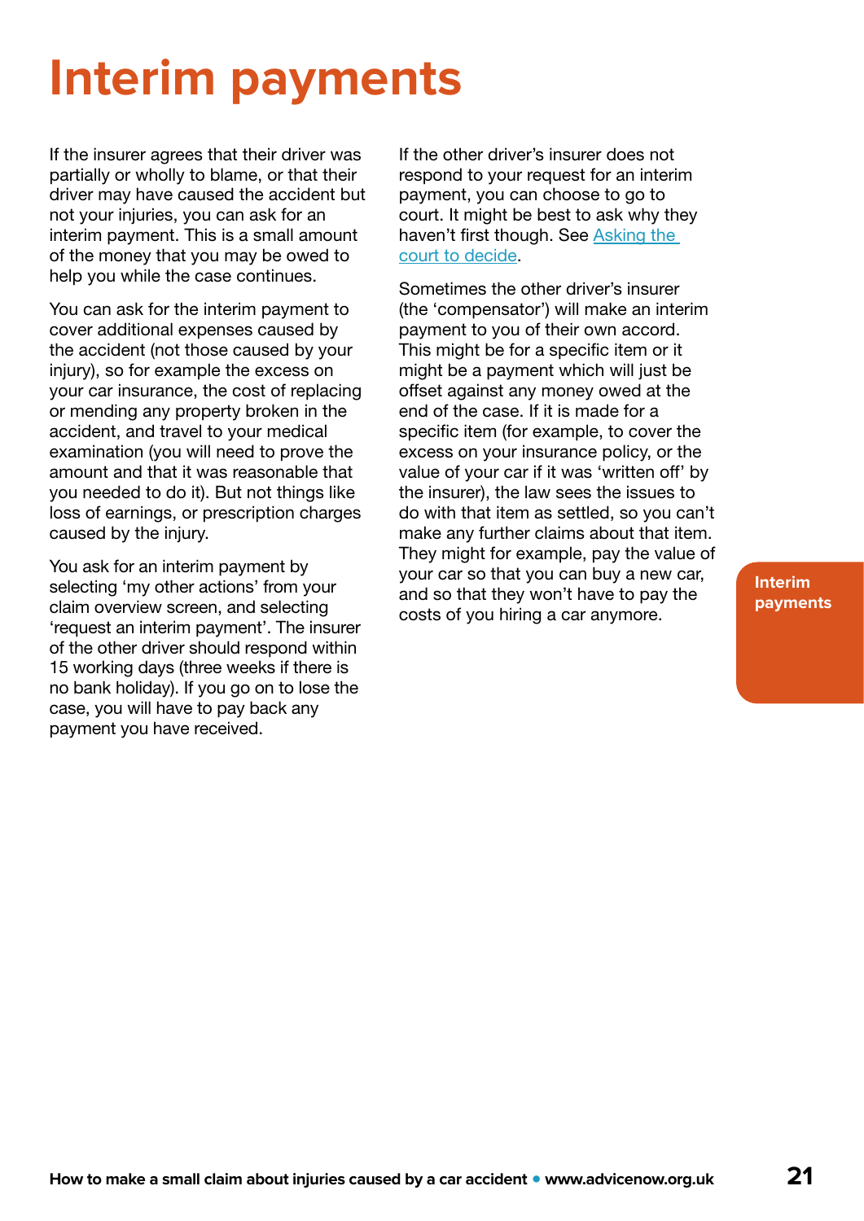# Interim payments

If the insurer agrees that their driver was partially or wholly to blame, or that their driver may have caused the accident but not your injuries, you can ask for an interim payment. This is a small amount of the money that you may be owed to help you while the case continues.

You can ask for the interim payment to cover additional expenses caused by the accident (not those caused by your injury), so for example the excess on your car insurance, the cost of replacing or mending any property broken in the accident, and travel to your medical examination (you will need to prove the amount and that it was reasonable that you needed to do it). But not things like loss of earnings, or prescription charges caused by the injury.

You ask for an interim payment by selecting 'my other actions' from your claim overview screen, and selecting 'request an interim payment'. The insurer of the other driver should respond within 15 working days (three weeks if there is no bank holiday). If you go on to lose the case, you will have to pay back any payment you have received.

If the other driver's insurer does not respond to your request for an interim payment, you can choose to go to court. It might be best to ask why they haven't first though. See [Asking the court to decide](#).

Sometimes the other driver's insurer (the 'compensator') will make an interim payment to you of their own accord. This might be for a specific item or it might be a payment which will just be offset against any money owed at the end of the case. If it is made for a specific item (for example, to cover the excess on your insurance policy, or the value of your car if it was 'written off' by the insurer), the law sees the issues to do with that item as settled, so you can't make any further claims about that item. They might for example, pay the value of your car so that you can buy a new car, and so that they won't have to pay the costs of you hiring a car anymore.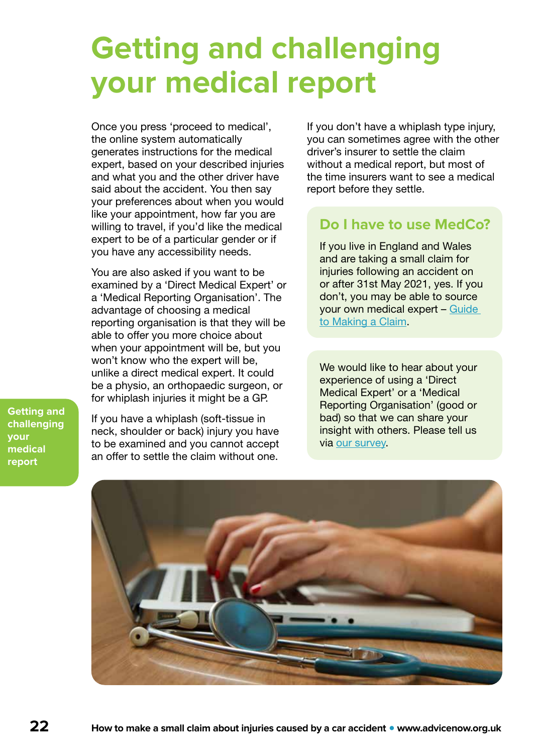# Getting and challenging your medical report

Once you press 'proceed to medical', the online system automatically generates instructions for the medical expert, based on your described injuries and what you and the other driver have said about the accident. You then say your preferences about when you would like your appointment, how far you are willing to travel, if you'd like the medical expert to be of a particular gender or if you have any accessibility needs.

You are also asked if you want to be examined by a 'Direct Medical Expert' or a 'Medical Reporting Organisation'. The advantage of choosing a medical reporting organisation is that they will be able to offer you more choice about when your appointment will be, but you won't know who the expert will be, unlike a direct medical expert. It could be a physio, an orthopaedic surgeon, or for whiplash injuries it might be a GP.

If you have a whiplash (soft-tissue in neck, shoulder or back) injury you have to be examined and you cannot accept an offer to settle the claim without one.

If you don't have a whiplash type injury, you can sometimes agree with the other driver's insurer to settle the claim without a medical report, but most of the time insurers want to see a medical report before they settle.

## Do I have to use MedCo?

If you live in England and Wales and are taking a small claim for injuries following an accident on or after 31st May 2021, yes. If you don't, you may be able to source your own medical expert – Guide to Making a Claim.

We would like to hear about your experience of using a 'Direct Medical Expert' or a 'Medical Reporting Organisation' (good or bad) so that we can share your insight with others. Please tell us via our survey.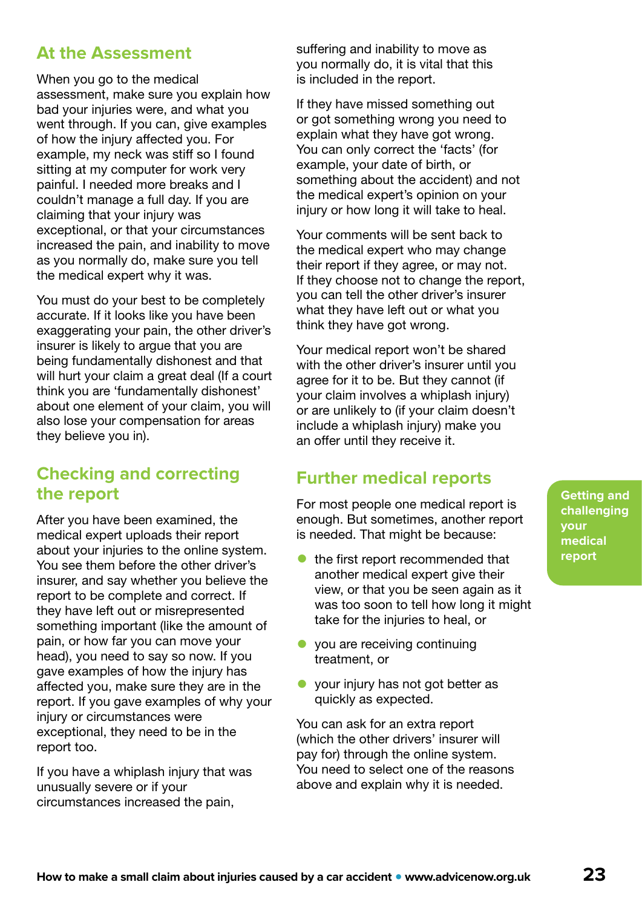## At the Assessment

When you go to the medical assessment, make sure you explain how bad your injuries were, and what you went through. If you can, give examples of how the injury affected you. For example, my neck was stiff so I found sitting at my computer for work very painful. I needed more breaks and I couldn't manage a full day. If you are claiming that your injury was exceptional, or that your circumstances increased the pain, and inability to move as you normally do, make sure you tell the medical expert why it was.

You must do your best to be completely accurate. If it looks like you have been exaggerating your pain, the other driver's insurer is likely to argue that you are being fundamentally dishonest and that will hurt your claim a great deal (If a court think you are 'fundamentally dishonest' about one element of your claim, you will also lose your compensation for areas they believe you in).

## Checking and correcting the report

After you have been examined, the medical expert uploads their report about your injuries to the online system. You see them before the other driver's insurer, and say whether you believe the report to be complete and correct. If they have left out or misrepresented something important (like the amount of pain, or how far you can move your head), you need to say so now. If you gave examples of how the injury has affected you, make sure they are in the report. If you gave examples of why your injury or circumstances were exceptional, they need to be in the report too.

If you have a whiplash injury that was unusually severe or if your circumstances increased the pain, suffering and inability to move as you normally do, it is vital that this is included in the report.

If they have missed something out or got something wrong you need to explain what they have got wrong. You can only correct the 'facts' (for example, your date of birth, or something about the accident) and not the medical expert's opinion on your injury or how long it will take to heal.

Your comments will be sent back to the medical expert who may change their report if they agree, or may not. If they choose not to change the report, you can tell the other driver's insurer what they have left out or what you think they have got wrong.

Your medical report won't be shared with the other driver's insurer until you agree for it to be. But they cannot (if your claim involves a whiplash injury) or are unlikely to (if your claim doesn't include a whiplash injury) make you an offer until they receive it.

## Further medical reports

For most people one medical report is enough. But sometimes, another report is needed. That might be because:

- the first report recommended that another medical expert give their view, or that you be seen again as it was too soon to tell how long it might take for the injuries to heal, or
- you are receiving continuing treatment, or
- your injury has not got better as quickly as expected.

You can ask for an extra report (which the other drivers' insurer will pay for) through the online system. You need to select one of the reasons above and explain why it is needed.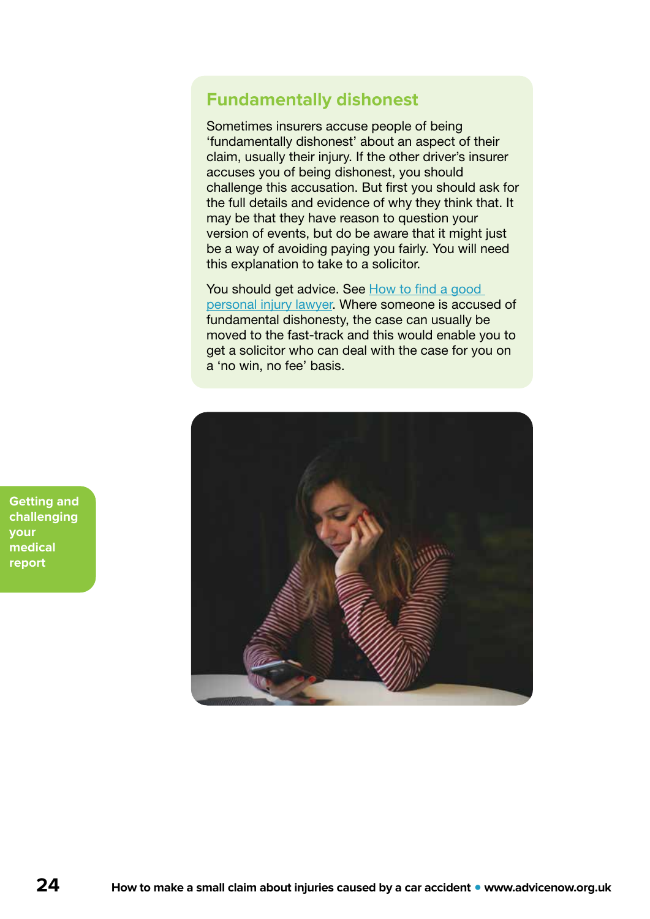## Fundamentally dishonest

Sometimes insurers accuse people of being 'fundamentally dishonest' about an aspect of their claim, usually their injury. If the other driver's insurer accuses you of being dishonest, you should challenge this accusation. But first you should ask for the full details and evidence of why they think that. It may be that they have reason to question your version of events, but do be aware that it might just be a way of avoiding paying you fairly. You will need this explanation to take to a solicitor.

You should get advice. See How to find a good personal injury lawyer. Where someone is accused of fundamental dishonesty, the case can usually be moved to the fast-track and this would enable you to get a solicitor who can deal with the case for you on a 'no win, no fee' basis.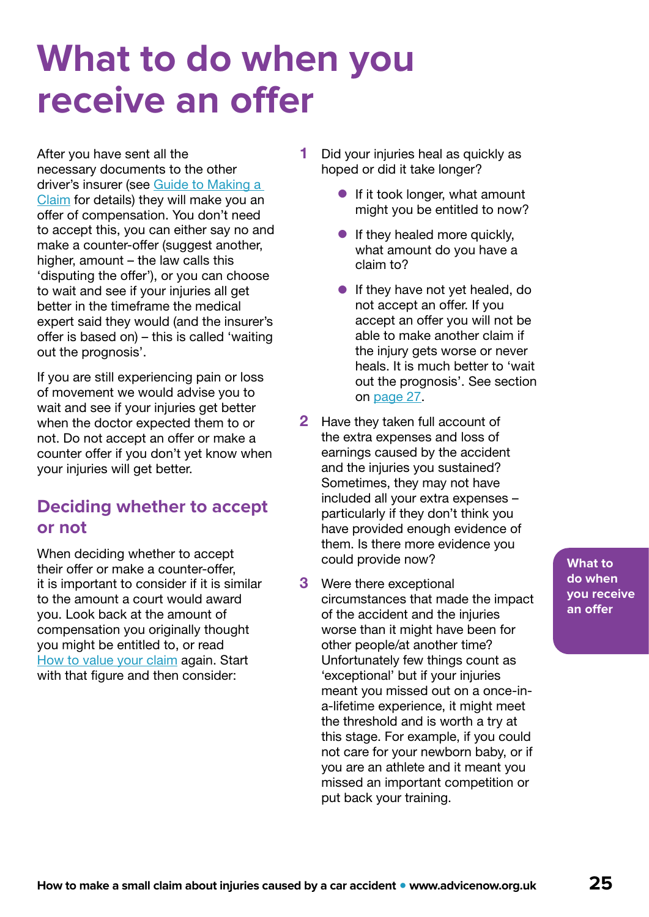# What to do when you receive an offer

After you have sent all the necessary documents to the other driver's insurer (see Guide to Making a Claim for details) they will make you an offer of compensation. You don't need to accept this, you can either say no and make a counter-offer (suggest another, higher, amount – the law calls this 'disputing the offer'), or you can choose to wait and see if your injuries all get better in the timeframe the medical expert said they would (and the insurer's offer is based on) – this is called 'waiting out the prognosis'.

If you are still experiencing pain or loss of movement we would advise you to wait and see if your injuries get better when the doctor expected them to or not. Do not accept an offer or make a counter offer if you don't yet know when your injuries will get better.

## Deciding whether to accept or not

When deciding whether to accept their offer or make a counter-offer, it is important to consider if it is similar to the amount a court would award you. Look back at the amount of compensation you originally thought you might be entitled to, or read How to value your claim again. Start with that figure and then consider:

1. Did your injuries heal as quickly as hoped or did it take longer?
   - If it took longer, what amount might you be entitled to now?
   - If they healed more quickly, what amount do you have a claim to?
   - If they have not yet healed, do not accept an offer. If you accept an offer you will not be able to make another claim if the injury gets worse or never heals. It is much better to 'wait out the prognosis'. See section on page 27.
2. Have they taken full account of the extra expenses and loss of earnings caused by the accident and the injuries you sustained? Sometimes, they may not have included all your extra expenses – particularly if they don't think you have provided enough evidence of them. Is there more evidence you could provide now?
3. Were there exceptional circumstances that made the impact of the accident and the injuries worse than it might have been for other people/at another time? Unfortunately few things count as 'exceptional' but if your injuries meant you missed out on a once-in-a-lifetime experience, it might meet the threshold and is worth a try at this stage. For example, if you could not care for your newborn baby, or if you are an athlete and it meant you missed an important competition or put back your training.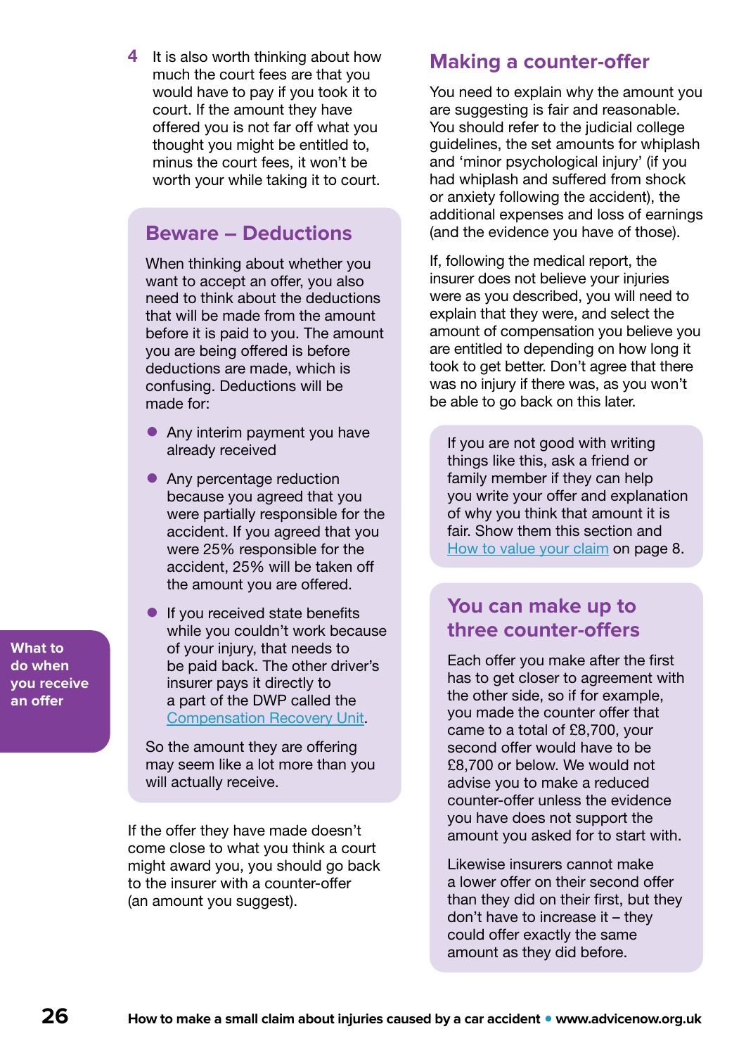4. It is also worth thinking about how much the court fees are that you would have to pay if you took it to court. If the amount they have offered you is not far off what you thought you might be entitled to, minus the court fees, it won't be worth your while taking it to court.

## Beware – Deductions

When thinking about whether you want to accept an offer, you also need to think about the deductions that will be made from the amount before it is paid to you. The amount you are being offered is before deductions are made, which is confusing. Deductions will be made for:

- Any interim payment you have already received
- Any percentage reduction because you agreed that you were partially responsible for the accident. If you agreed that you were 25% responsible for the accident, 25% will be taken off the amount you are offered.
- If you received state benefits while you couldn't work because of your injury, that needs to be paid back. The other driver's insurer pays it directly to a part of the DWP called the Compensation Recovery Unit.

So the amount they are offering may seem like a lot more than you will actually receive.

If the offer they have made doesn't come close to what you think a court might award you, you should go back to the insurer with a counter-offer (an amount you suggest).

## Making a counter-offer

You need to explain why the amount you are suggesting is fair and reasonable. You should refer to the judicial college guidelines, the set amounts for whiplash and 'minor psychological injury' (if you had whiplash and suffered from shock or anxiety following the accident), the additional expenses and loss of earnings (and the evidence you have of those).

If, following the medical report, the insurer does not believe your injuries were as you described, you will need to explain that they were, and select the amount of compensation you believe you are entitled to depending on how long it took to get better. Don't agree that there was no injury if there was, as you won't be able to go back on this later.

If you are not good with writing things like this, ask a friend or family member if they can help you write your offer and explanation of why you think that amount it is fair. Show them this section and How to value your claim on page 8.

## You can make up to three counter-offers

Each offer you make after the first has to get closer to agreement with the other side, so if for example, you made the counter offer that came to a total of £8,700, your second offer would have to be £8,700 or below. We would not advise you to make a reduced counter-offer unless the evidence you have does not support the amount you asked for to start with.

Likewise insurers cannot make a lower offer on their second offer than they did on their first, but they don't have to increase it – they could offer exactly the same amount as they did before.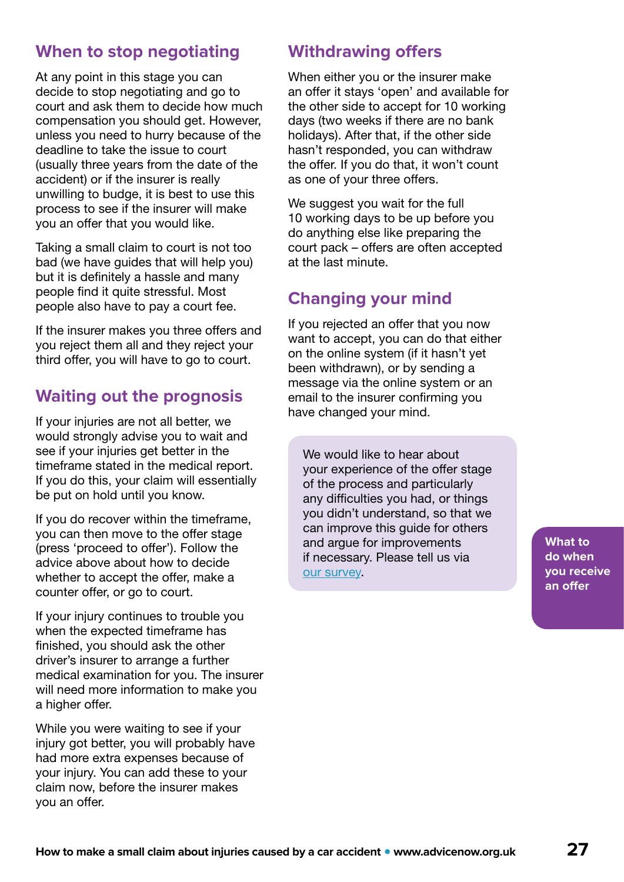## When to stop negotiating

At any point in this stage you can decide to stop negotiating and go to court and ask them to decide how much compensation you should get. However, unless you need to hurry because of the deadline to take the issue to court (usually three years from the date of the accident) or if the insurer is really unwilling to budge, it is best to use this process to see if the insurer will make you an offer that you would like.

Taking a small claim to court is not too bad (we have guides that will help you) but it is definitely a hassle and many people find it quite stressful. Most people also have to pay a court fee.

If the insurer makes you three offers and you reject them all and they reject your third offer, you will have to go to court.

## Waiting out the prognosis

If your injuries are not all better, we would strongly advise you to wait and see if your injuries get better in the timeframe stated in the medical report. If you do this, your claim will essentially be put on hold until you know.

If you do recover within the timeframe, you can then move to the offer stage (press 'proceed to offer'). Follow the advice above about how to decide whether to accept the offer, make a counter offer, or go to court.

If your injury continues to trouble you when the expected timeframe has finished, you should ask the other driver's insurer to arrange a further medical examination for you. The insurer will need more information to make you a higher offer.

While you were waiting to see if your injury got better, you will probably have had more extra expenses because of your injury. You can add these to your claim now, before the insurer makes you an offer.

## Withdrawing offers

When either you or the insurer make an offer it stays 'open' and available for the other side to accept for 10 working days (two weeks if there are no bank holidays). After that, if the other side hasn't responded, you can withdraw the offer. If you do that, it won't count as one of your three offers.

We suggest you wait for the full 10 working days to be up before you do anything else like preparing the court pack – offers are often accepted at the last minute.

## Changing your mind

If you rejected an offer that you now want to accept, you can do that either on the online system (if it hasn't yet been withdrawn), or by sending a message via the online system or an email to the insurer confirming you have changed your mind.

> We would like to hear about your experience of the offer stage of the process and particularly any difficulties you had, or things you didn't understand, so that we can improve this guide for others and argue for improvements if necessary. Please tell us via our survey.

What to do when you receive an offer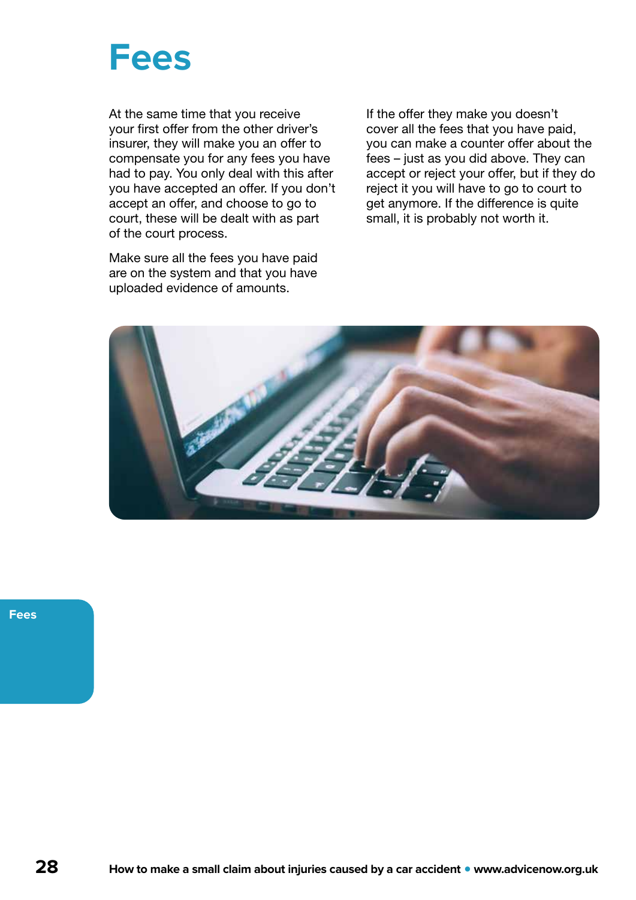# Fees

At the same time that you receive your first offer from the other driver's insurer, they will make you an offer to compensate you for any fees you have had to pay. You only deal with this after you have accepted an offer. If you don't accept an offer, and choose to go to court, these will be dealt with as part of the court process.

Make sure all the fees you have paid are on the system and that you have uploaded evidence of amounts.

If the offer they make you doesn't cover all the fees that you have paid, you can make a counter offer about the fees – just as you did above. They can accept or reject your offer, but if they do reject it you will have to go to court to get anymore. If the difference is quite small, it is probably not worth it.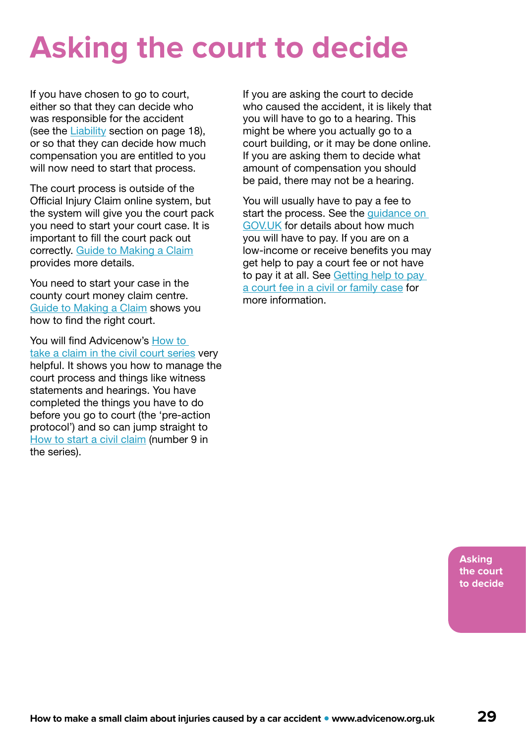# Asking the court to decide

If you have chosen to go to court, either so that they can decide who was responsible for the accident (see the Liability section on page 18), or so that they can decide how much compensation you are entitled to you will now need to start that process.

The court process is outside of the Official Injury Claim online system, but the system will give you the court pack you need to start your court case. It is important to fill the court pack out correctly. Guide to Making a Claim provides more details.

You need to start your case in the county court money claim centre. Guide to Making a Claim shows you how to find the right court.

You will find Advicenow's How to take a claim in the civil court series very helpful. It shows you how to manage the court process and things like witness statements and hearings. You have completed the things you have to do before you go to court (the 'pre-action protocol') and so can jump straight to How to start a civil claim (number 9 in the series).

If you are asking the court to decide who caused the accident, it is likely that you will have to go to a hearing. This might be where you actually go to a court building, or it may be done online. If you are asking them to decide what amount of compensation you should be paid, there may not be a hearing.

You will usually have to pay a fee to start the process. See the guidance on GOV.UK for details about how much you will have to pay. If you are on a low-income or receive benefits you may get help to pay a court fee or not have to pay it at all. See Getting help to pay a court fee in a civil or family case for more information.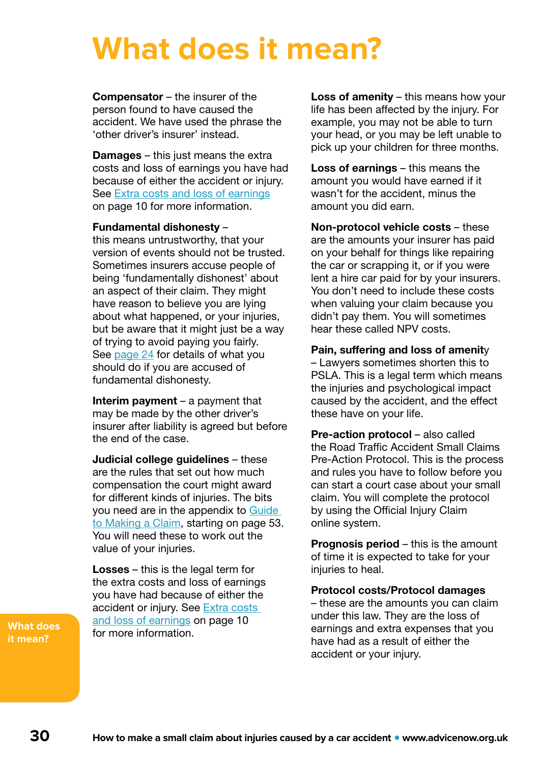# What does it mean?

**Compensator** – the insurer of the person found to have caused the accident. We have used the phrase the 'other driver's insurer' instead.

**Damages** – this just means the extra costs and loss of earnings you have had because of either the accident or injury. See Extra costs and loss of earnings on page 10 for more information.

**Fundamental dishonesty** – this means untrustworthy, that your version of events should not be trusted. Sometimes insurers accuse people of being 'fundamentally dishonest' about an aspect of their claim. They might have reason to believe you are lying about what happened, or your injuries, but be aware that it might just be a way of trying to avoid paying you fairly. See page 24 for details of what you should do if you are accused of fundamental dishonesty.

**Interim payment** – a payment that may be made by the other driver's insurer after liability is agreed but before the end of the case.

**Judicial college guidelines** – these are the rules that set out how much compensation the court might award for different kinds of injuries. The bits you need are in the appendix to Guide to Making a Claim, starting on page 53. You will need these to work out the value of your injuries.

**Losses** – this is the legal term for the extra costs and loss of earnings you have had because of either the accident or injury. See Extra costs and loss of earnings on page 10 for more information.

**Loss of amenity** – this means how your life has been affected by the injury. For example, you may not be able to turn your head, or you may be left unable to pick up your children for three months.

**Loss of earnings** – this means the amount you would have earned if it wasn't for the accident, minus the amount you did earn.

**Non-protocol vehicle costs** – these are the amounts your insurer has paid on your behalf for things like repairing the car or scrapping it, or if you were lent a hire car paid for by your insurers. You don't need to include these costs when valuing your claim because you didn't pay them. You will sometimes hear these called NPV costs.

**Pain, suffering and loss of amenity** – Lawyers sometimes shorten this to PSLA. This is a legal term which means the injuries and psychological impact caused by the accident, and the effect these have on your life.

**Pre-action protocol** – also called the Road Traffic Accident Small Claims Pre-Action Protocol. This is the process and rules you have to follow before you can start a court case about your small claim. You will complete the protocol by using the Official Injury Claim online system.

**Prognosis period** – this is the amount of time it is expected to take for your injuries to heal.

**Protocol costs/Protocol damages** – these are the amounts you can claim under this law. They are the loss of earnings and extra expenses that you have had as a result of either the accident or your injury.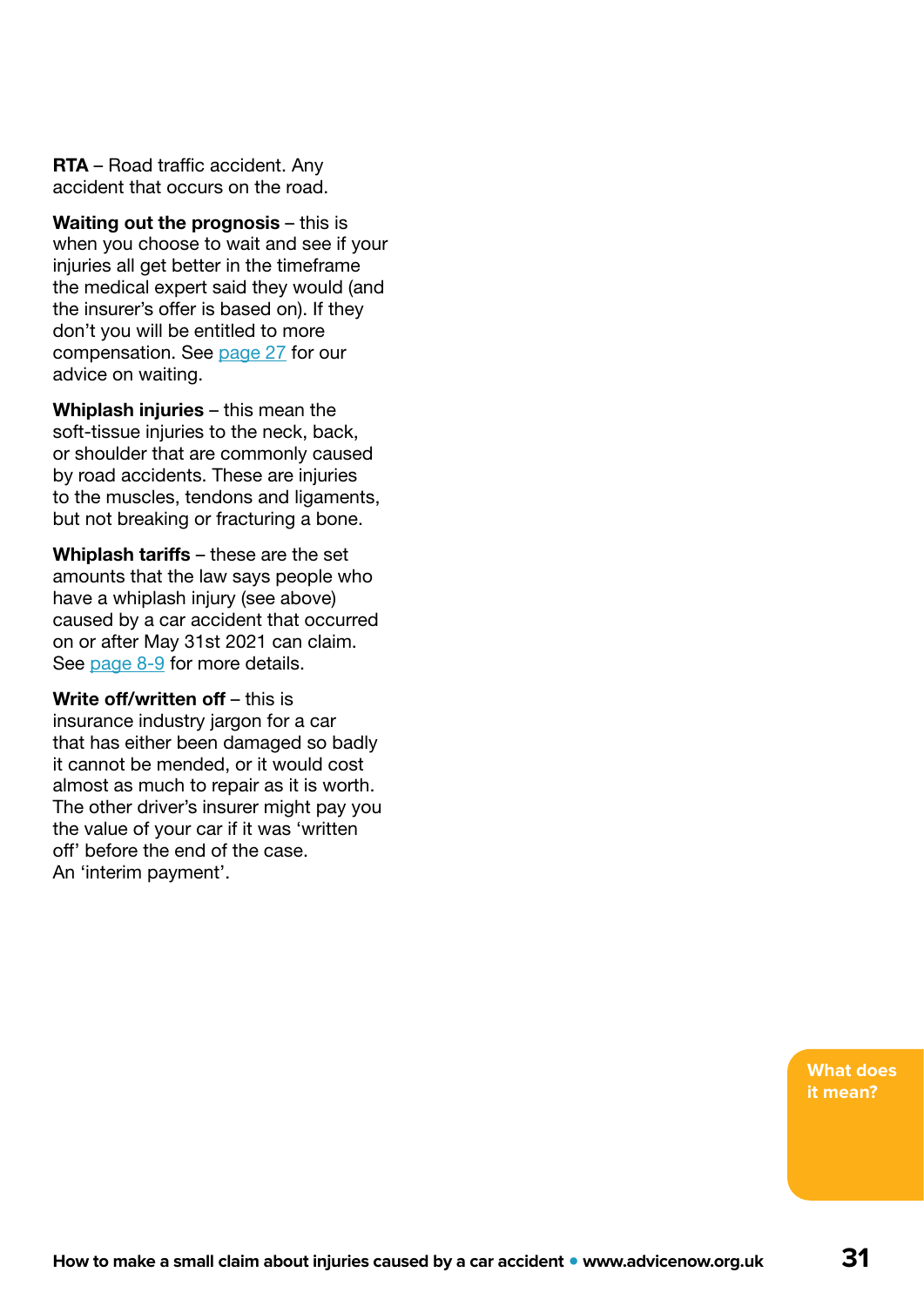**RTA** – Road traffic accident. Any accident that occurs on the road.

**Waiting out the prognosis** – this is when you choose to wait and see if your injuries all get better in the timeframe the medical expert said they would (and the insurer's offer is based on). If they don't you will be entitled to more compensation. See page 27 for our advice on waiting.

**Whiplash injuries** – this mean the soft-tissue injuries to the neck, back, or shoulder that are commonly caused by road accidents. These are injuries to the muscles, tendons and ligaments, but not breaking or fracturing a bone.

**Whiplash tariffs** – these are the set amounts that the law says people who have a whiplash injury (see above) caused by a car accident that occurred on or after May 31st 2021 can claim. See page 8-9 for more details.

**Write off/written off** – this is insurance industry jargon for a car that has either been damaged so badly it cannot be mended, or it would cost almost as much to repair as it is worth. The other driver's insurer might pay you the value of your car if it was 'written off' before the end of the case. An 'interim payment'.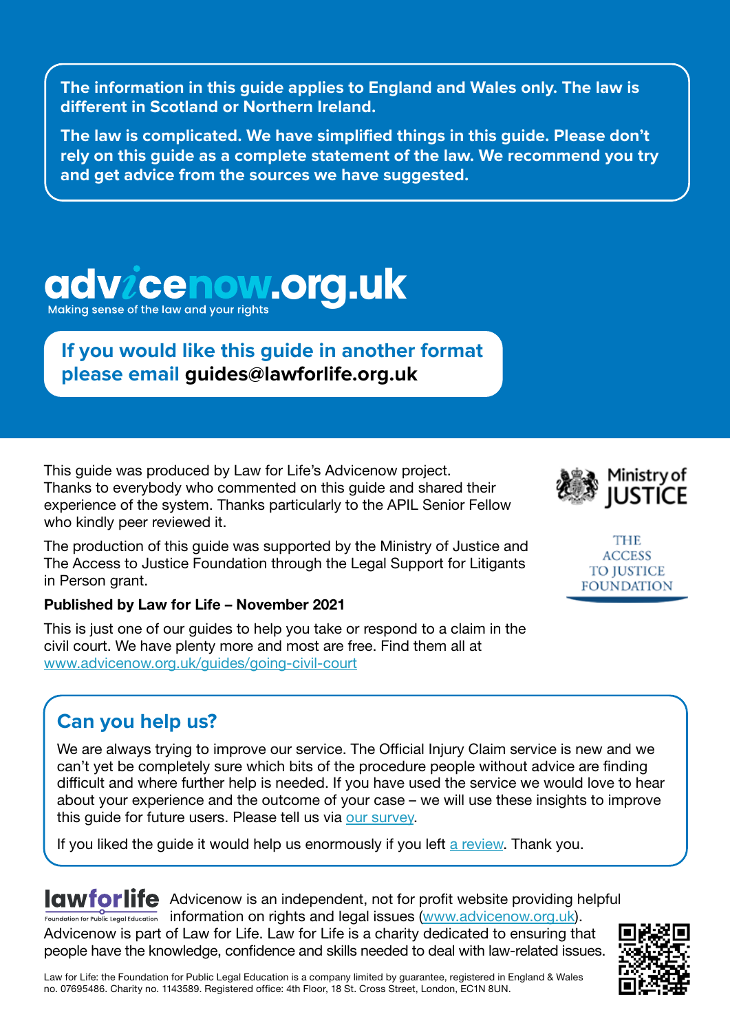**The information in this guide applies to England and Wales only. The law is different in Scotland or Northern Ireland.**

**The law is complicated. We have simplified things in this guide. Please don't rely on this guide as a complete statement of the law. We recommend you try and get advice from the sources we have suggested.**

advicenow.org.uk
Making sense of the law and your rights

**If you would like this guide in another format please email guides@lawforlife.org.uk**

This guide was produced by Law for Life's Advicenow project. Thanks to everybody who commented on this guide and shared their experience of the system. Thanks particularly to the APIL Senior Fellow who kindly peer reviewed it.

The production of this guide was supported by the Ministry of Justice and The Access to Justice Foundation through the Legal Support for Litigants in Person grant.

Ministry of Justice

The Access to Justice Foundation

**Published by Law for Life – November 2021**

This is just one of our guides to help you take or respond to a claim in the civil court. We have plenty more and most are free. Find them all at www.advicenow.org.uk/guides/going-civil-court

## Can you help us?

We are always trying to improve our service. The Official Injury Claim service is new and we can't yet be completely sure which bits of the procedure people without advice are finding difficult and where further help is needed. If you have used the service we would love to hear about your experience and the outcome of your case – we will use these insights to improve this guide for future users. Please tell us via our survey.

If you liked the guide it would help us enormously if you left a review. Thank you.

lawforlife
Foundation for Public Legal Education

Advicenow is an independent, not for profit website providing helpful information on rights and legal issues (www.advicenow.org.uk). Advicenow is part of Law for Life. Law for Life is a charity dedicated to ensuring that people have the knowledge, confidence and skills needed to deal with law-related issues.

Law for Life: the Foundation for Public Legal Education is a company limited by guarantee, registered in England & Wales no. 07695486. Charity no. 1143589. Registered office: 4th Floor, 18 St. Cross Street, London, EC1N 8UN.